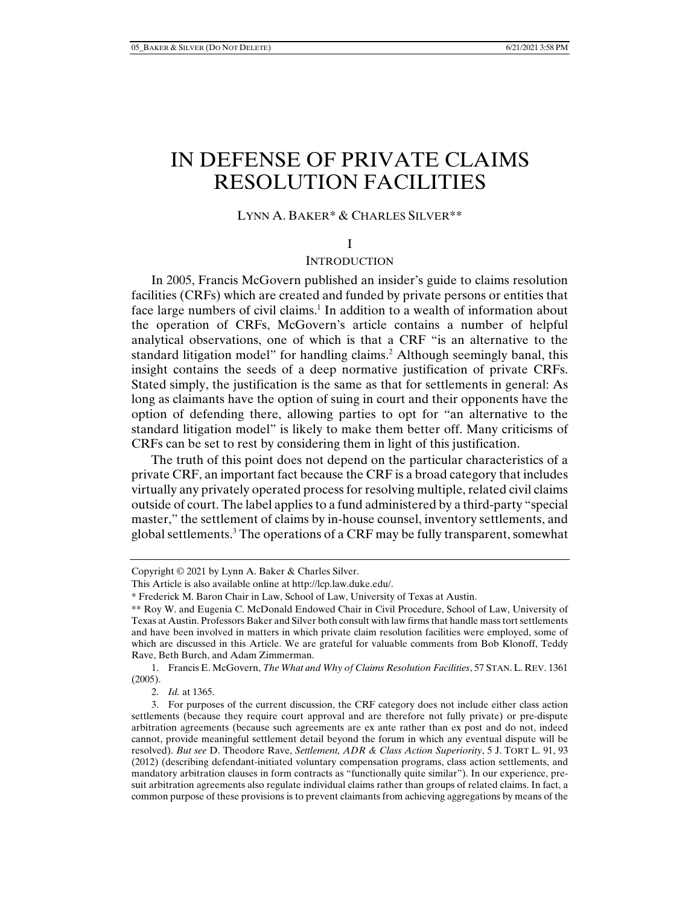# IN DEFENSE OF PRIVATE CLAIMS RESOLUTION FACILITIES

LYNN A. BAKER* & CHARLES SILVER**

## I

## INTRODUCTION

In 2005, Francis McGovern published an insider's guide to claims resolution facilities (CRFs) which are created and funded by private persons or entities that face large numbers of civil claims.[1] In addition to a wealth of information about the operation of CRFs, McGovern's article contains a number of helpful analytical observations, one of which is that a CRF "is an alternative to the standard litigation model" for handling claims.[2] Although seemingly banal, this insight contains the seeds of a deep normative justification of private CRFs. Stated simply, the justification is the same as that for settlements in general: As long as claimants have the option of suing in court and their opponents have the option of defending there, allowing parties to opt for "an alternative to the standard litigation model" is likely to make them better off. Many criticisms of CRFs can be set to rest by considering them in light of this justification.

The truth of this point does not depend on the particular characteristics of a private CRF, an important fact because the CRF is a broad category that includes virtually any privately operated process for resolving multiple, related civil claims outside of court. The label applies to a fund administered by a third-party "special master," the settlement of claims by in-house counsel, inventory settlements, and global settlements.[3] The operations of a CRF may be fully transparent, somewhat

---

Copyright © 2021 by Lynn A. Baker & Charles Silver.

This Article is also available online at http://lcp.law.duke.edu/.

\* Frederick M. Baron Chair in Law, School of Law, University of Texas at Austin.

\*\* Roy W. and Eugenia C. McDonald Endowed Chair in Civil Procedure, School of Law, University of Texas at Austin. Professors Baker and Silver both consult with law firms that handle mass tort settlements and have been involved in matters in which private claim resolution facilities were employed, some of which are discussed in this Article. We are grateful for valuable comments from Bob Klonoff, Teddy Rave, Beth Burch, and Adam Zimmerman.

1. Francis E. McGovern, *The What and Why of Claims Resolution Facilities*, 57 STAN. L. REV. 1361 (2005).

2. *Id.* at 1365.

3. For purposes of the current discussion, the CRF category does not include either class action settlements (because they require court approval and are therefore not fully private) or pre-dispute arbitration agreements (because such agreements are ex ante rather than ex post and do not, indeed cannot, provide meaningful settlement detail beyond the forum in which any eventual dispute will be resolved). *But see* D. Theodore Rave, *Settlement, ADR & Class Action Superiority*, 5 J. TORT L. 91, 93 (2012) (describing defendant-initiated voluntary compensation programs, class action settlements, and mandatory arbitration clauses in form contracts as "functionally quite similar"). In our experience, pre-suit arbitration agreements also regulate individual claims rather than groups of related claims. In fact, a common purpose of these provisions is to prevent claimants from achieving aggregations by means of the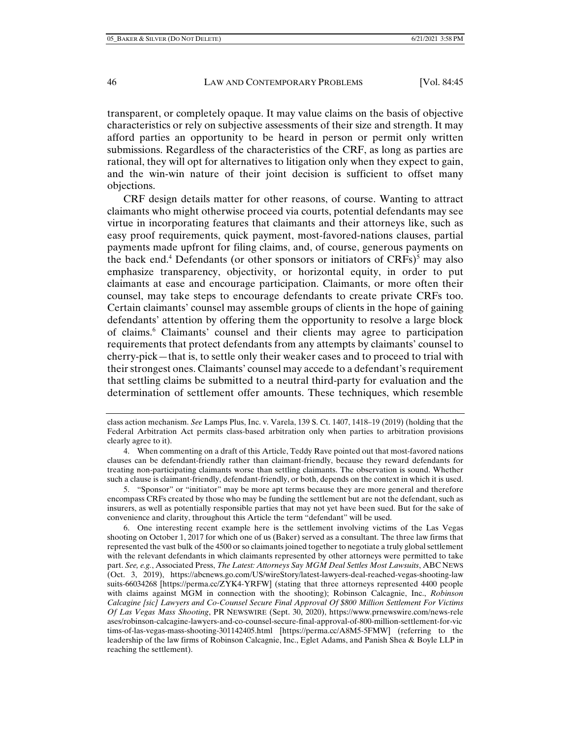transparent, or completely opaque. It may value claims on the basis of objective characteristics or rely on subjective assessments of their size and strength. It may afford parties an opportunity to be heard in person or permit only written submissions. Regardless of the characteristics of the CRF, as long as parties are rational, they will opt for alternatives to litigation only when they expect to gain, and the win-win nature of their joint decision is sufficient to offset many objections.

CRF design details matter for other reasons, of course. Wanting to attract claimants who might otherwise proceed via courts, potential defendants may see virtue in incorporating features that claimants and their attorneys like, such as easy proof requirements, quick payment, most-favored-nations clauses, partial payments made upfront for filing claims, and, of course, generous payments on the back end.[4] Defendants (or other sponsors or initiators of CRFs)[5] may also emphasize transparency, objectivity, or horizontal equity, in order to put claimants at ease and encourage participation. Claimants, or more often their counsel, may take steps to encourage defendants to create private CRFs too. Certain claimants' counsel may assemble groups of clients in the hope of gaining defendants' attention by offering them the opportunity to resolve a large block of claims.[6] Claimants' counsel and their clients may agree to participation requirements that protect defendants from any attempts by claimants' counsel to cherry-pick—that is, to settle only their weaker cases and to proceed to trial with their strongest ones. Claimants' counsel may accede to a defendant's requirement that settling claims be submitted to a neutral third-party for evaluation and the determination of settlement offer amounts. These techniques, which resemble

---

class action mechanism. *See* Lamps Plus, Inc. v. Varela, 139 S. Ct. 1407, 1418–19 (2019) (holding that the Federal Arbitration Act permits class-based arbitration only when parties to arbitration provisions clearly agree to it).

4. When commenting on a draft of this Article, Teddy Rave pointed out that most-favored nations clauses can be defendant-friendly rather than claimant-friendly, because they reward defendants for treating non-participating claimants worse than settling claimants. The observation is sound. Whether such a clause is claimant-friendly, defendant-friendly, or both, depends on the context in which it is used.

5. "Sponsor" or "initiator" may be more apt terms because they are more general and therefore encompass CRFs created by those who may be funding the settlement but are not the defendant, such as insurers, as well as potentially responsible parties that may not yet have been sued. But for the sake of convenience and clarity, throughout this Article the term "defendant" will be used.

6. One interesting recent example here is the settlement involving victims of the Las Vegas shooting on October 1, 2017 for which one of us (Baker) served as a consultant. The three law firms that represented the vast bulk of the 4500 or so claimants joined together to negotiate a truly global settlement with the relevant defendants in which claimants represented by other attorneys were permitted to take part. *See, e.g.*, Associated Press, *The Latest: Attorneys Say MGM Deal Settles Most Lawsuits*, ABC NEWS (Oct. 3, 2019), https://abcnews.go.com/US/wireStory/latest-lawyers-deal-reached-vegas-shooting-lawsuits-66034268 [https://perma.cc/ZYK4-YRFW] (stating that three attorneys represented 4400 people with claims against MGM in connection with the shooting); Robinson Calcagnie, Inc., *Robinson Calcagine [sic] Lawyers and Co-Counsel Secure Final Approval Of $800 Million Settlement For Victims Of Las Vegas Mass Shooting*, PR NEWSWIRE (Sept. 30, 2020), https://www.prnewswire.com/news-releases/robinson-calcagine-lawyers-and-co-counsel-secure-final-approval-of-800-million-settlement-for-victims-of-las-vegas-mass-shooting-301142405.html [https://perma.cc/A8M5-5FMW] (referring to the leadership of the law firms of Robinson Calcagnie, Inc., Eglet Adams, and Panish Shea & Boyle LLP in reaching the settlement).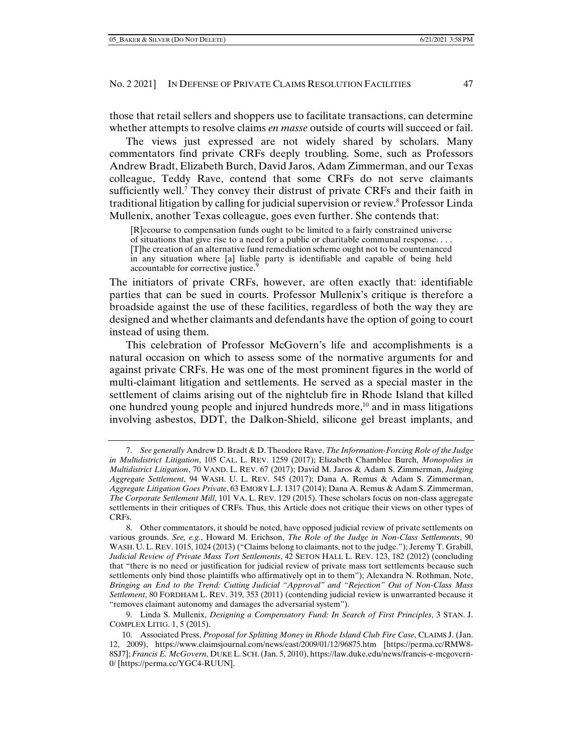those that retail sellers and shoppers use to facilitate transactions, can determine whether attempts to resolve claims *en masse* outside of courts will succeed or fail.

The views just expressed are not widely shared by scholars. Many commentators find private CRFs deeply troubling. Some, such as Professors Andrew Bradt, Elizabeth Burch, David Jaros, Adam Zimmerman, and our Texas colleague, Teddy Rave, contend that some CRFs do not serve claimants sufficiently well.[7] They convey their distrust of private CRFs and their faith in traditional litigation by calling for judicial supervision or review.[8] Professor Linda Mullenix, another Texas colleague, goes even further. She contends that:

> [R]ecourse to compensation funds ought to be limited to a fairly constrained universe of situations that give rise to a need for a public or charitable communal response. . . . [T]he creation of an alternative fund remediation scheme ought not to be countenanced in any situation where [a] liable party is identifiable and capable of being held accountable for corrective justice.[9]

The initiators of private CRFs, however, are often exactly that: identifiable parties that can be sued in courts. Professor Mullenix's critique is therefore a broadside against the use of these facilities, regardless of both the way they are designed and whether claimants and defendants have the option of going to court instead of using them.

This celebration of Professor McGovern's life and accomplishments is a natural occasion on which to assess some of the normative arguments for and against private CRFs. He was one of the most prominent figures in the world of multi-claimant litigation and settlements. He served as a special master in the settlement of claims arising out of the nightclub fire in Rhode Island that killed one hundred young people and injured hundreds more,[10] and in mass litigations involving asbestos, DDT, the Dalkon-Shield, silicone gel breast implants, and

---

7. *See generally* Andrew D. Bradt & D. Theodore Rave, *The Information-Forcing Role of the Judge in Multidistrict Litigation*, 105 CAL. L. REV. 1259 (2017); Elizabeth Chamblee Burch, *Monopolies in Multidistrict Litigation*, 70 VAND. L. REV. 67 (2017); David M. Jaros & Adam S. Zimmerman, *Judging Aggregate Settlement*, 94 WASH. U. L. REV. 545 (2017); Dana A. Remus & Adam S. Zimmerman, *Aggregate Litigation Goes Private*, 63 EMORY L.J. 1317 (2014); Dana A. Remus & Adam S. Zimmerman, *The Corporate Settlement Mill*, 101 VA. L. REV. 129 (2015). These scholars focus on non-class aggregate settlements in their critiques of CRFs. Thus, this Article does not critique their views on other types of CRFs.

8. Other commentators, it should be noted, have opposed judicial review of private settlements on various grounds. *See, e.g.*, Howard M. Erichson, *The Role of the Judge in Non-Class Settlements*, 90 WASH. U. L. REV. 1015, 1024 (2013) ("Claims belong to claimants, not to the judge."); Jeremy T. Grabill, *Judicial Review of Private Mass Tort Settlements*, 42 SETON HALL L. REV. 123, 182 (2012) (concluding that "there is no need or justification for judicial review of private mass tort settlements because such settlements only bind those plaintiffs who affirmatively opt in to them"); Alexandra N. Rothman, Note, *Bringing an End to the Trend: Cutting Judicial "Approval" and "Rejection" Out of Non-Class Mass Settlement*, 80 FORDHAM L. REV. 319, 353 (2011) (contending judicial review is unwarranted because it "removes claimant autonomy and damages the adversarial system").

9. Linda S. Mullenix, *Designing a Compensatory Fund: In Search of First Principles*, 3 STAN. J. COMPLEX LITIG. 1, 5 (2015).

10. Associated Press, *Proposal for Splitting Money in Rhode Island Club Fire Case*, CLAIMS J. (Jan. 12, 2009), https://www.claimsjournal.com/news/east/2009/01/12/96875.htm [https://perma.cc/RMW8-8SJ7]; *Francis E. McGovern*, DUKE L. SCH. (Jan. 5, 2010), https://law.duke.edu/news/francis-e-mcgovern-0/ [https://perma.cc/YGC4-RUUN].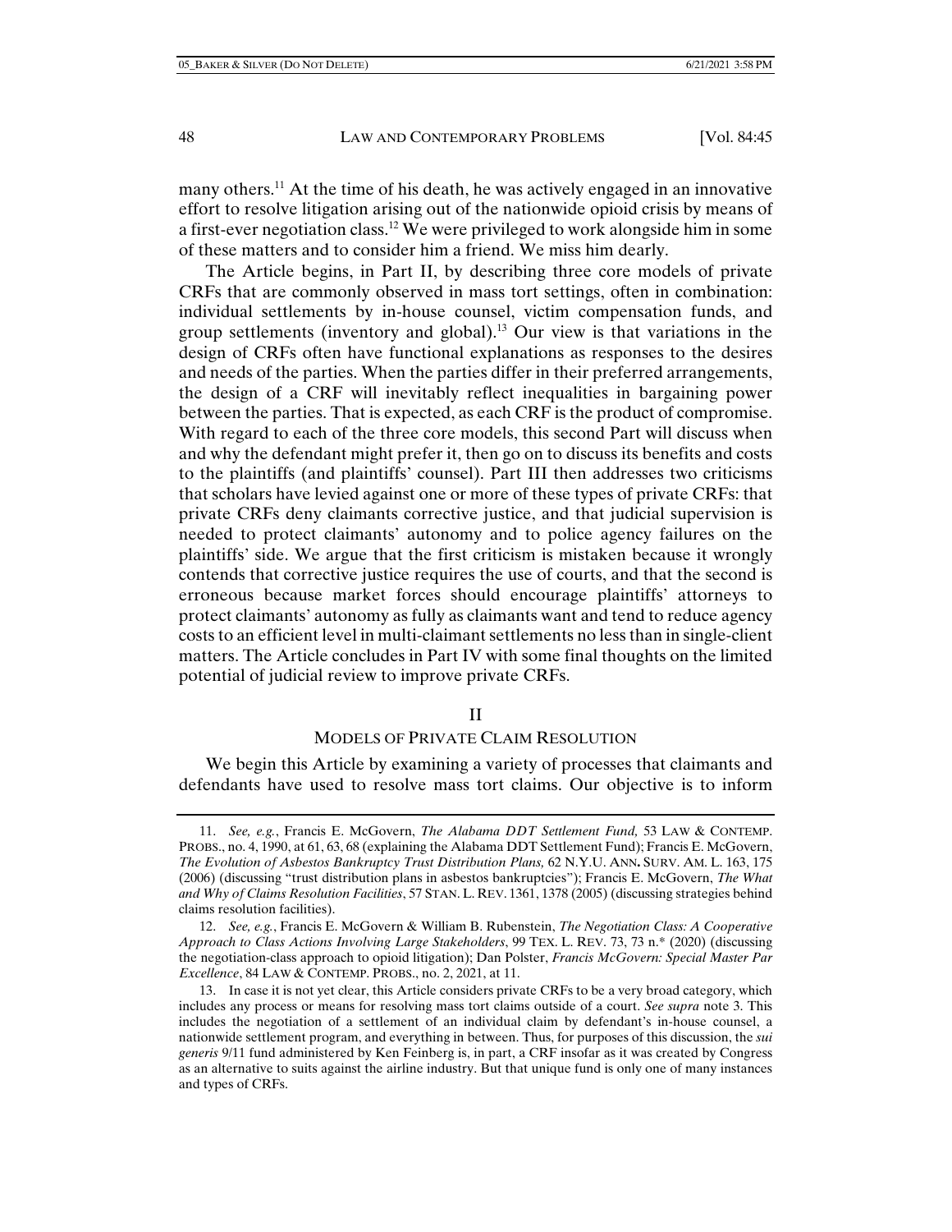many others.[11] At the time of his death, he was actively engaged in an innovative effort to resolve litigation arising out of the nationwide opioid crisis by means of a first-ever negotiation class.[12] We were privileged to work alongside him in some of these matters and to consider him a friend. We miss him dearly.

The Article begins, in Part II, by describing three core models of private CRFs that are commonly observed in mass tort settings, often in combination: individual settlements by in-house counsel, victim compensation funds, and group settlements (inventory and global).[13] Our view is that variations in the design of CRFs often have functional explanations as responses to the desires and needs of the parties. When the parties differ in their preferred arrangements, the design of a CRF will inevitably reflect inequalities in bargaining power between the parties. That is expected, as each CRF is the product of compromise. With regard to each of the three core models, this second Part will discuss when and why the defendant might prefer it, then go on to discuss its benefits and costs to the plaintiffs (and plaintiffs' counsel). Part III then addresses two criticisms that scholars have levied against one or more of these types of private CRFs: that private CRFs deny claimants corrective justice, and that judicial supervision is needed to protect claimants' autonomy and to police agency failures on the plaintiffs' side. We argue that the first criticism is mistaken because it wrongly contends that corrective justice requires the use of courts, and that the second is erroneous because market forces should encourage plaintiffs' attorneys to protect claimants' autonomy as fully as claimants want and tend to reduce agency costs to an efficient level in multi-claimant settlements no less than in single-client matters. The Article concludes in Part IV with some final thoughts on the limited potential of judicial review to improve private CRFs.

## II

## MODELS OF PRIVATE CLAIM RESOLUTION

We begin this Article by examining a variety of processes that claimants and defendants have used to resolve mass tort claims. Our objective is to inform

---

11. *See, e.g.*, Francis E. McGovern, *The Alabama DDT Settlement Fund,* 53 LAW & CONTEMP. PROBS., no. 4, 1990, at 61, 63, 68 (explaining the Alabama DDT Settlement Fund); Francis E. McGovern, *The Evolution of Asbestos Bankruptcy Trust Distribution Plans,* 62 N.Y.U. ANN. SURV. AM. L. 163, 175 (2006) (discussing "trust distribution plans in asbestos bankruptcies"); Francis E. McGovern, *The What and Why of Claims Resolution Facilities*, 57 STAN. L. REV. 1361, 1378 (2005) (discussing strategies behind claims resolution facilities).

12. *See, e.g.*, Francis E. McGovern & William B. Rubenstein, *The Negotiation Class: A Cooperative Approach to Class Actions Involving Large Stakeholders*, 99 TEX. L. REV. 73, 73 n.* (2020) (discussing the negotiation-class approach to opioid litigation); Dan Polster, *Francis McGovern: Special Master Par Excellence*, 84 LAW & CONTEMP. PROBS., no. 2, 2021, at 11.

13. In case it is not yet clear, this Article considers private CRFs to be a very broad category, which includes any process or means for resolving mass tort claims outside of a court. *See supra* note 3. This includes the negotiation of a settlement of an individual claim by defendant's in-house counsel, a nationwide settlement program, and everything in between. Thus, for purposes of this discussion, the *sui generis* 9/11 fund administered by Ken Feinberg is, in part, a CRF insofar as it was created by Congress as an alternative to suits against the airline industry. But that unique fund is only one of many instances and types of CRFs.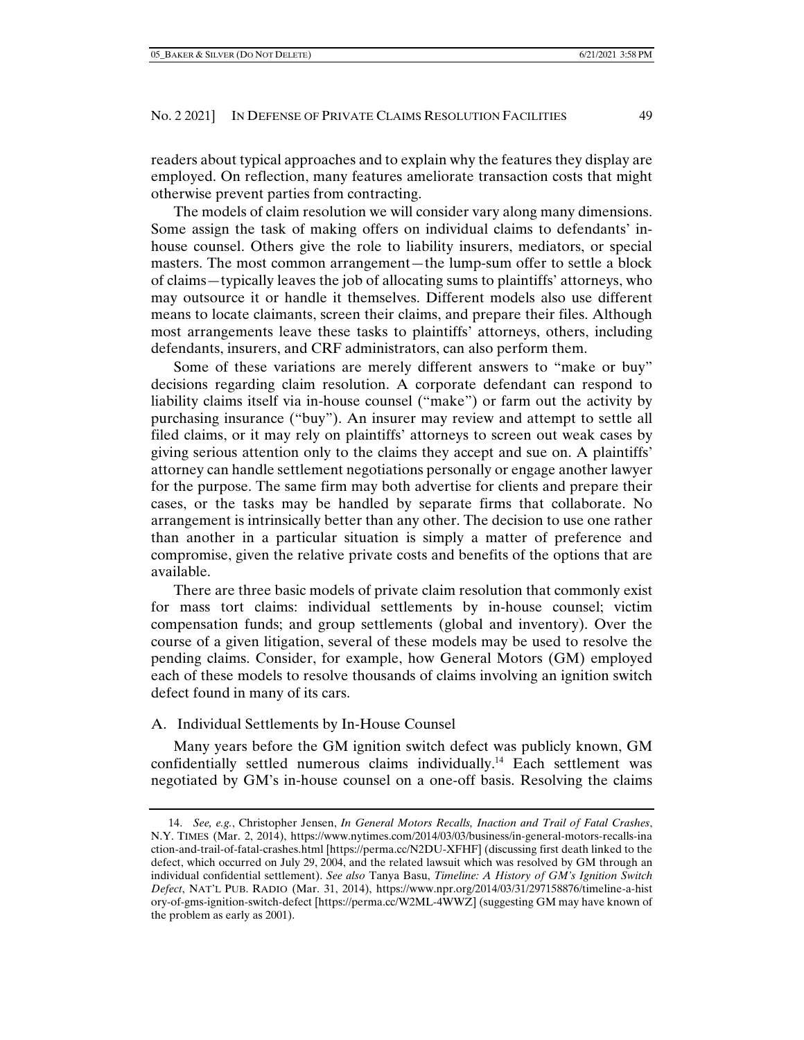readers about typical approaches and to explain why the features they display are employed. On reflection, many features ameliorate transaction costs that might otherwise prevent parties from contracting.

The models of claim resolution we will consider vary along many dimensions. Some assign the task of making offers on individual claims to defendants' in-house counsel. Others give the role to liability insurers, mediators, or special masters. The most common arrangement—the lump-sum offer to settle a block of claims—typically leaves the job of allocating sums to plaintiffs' attorneys, who may outsource it or handle it themselves. Different models also use different means to locate claimants, screen their claims, and prepare their files. Although most arrangements leave these tasks to plaintiffs' attorneys, others, including defendants, insurers, and CRF administrators, can also perform them.

Some of these variations are merely different answers to "make or buy" decisions regarding claim resolution. A corporate defendant can respond to liability claims itself via in-house counsel ("make") or farm out the activity by purchasing insurance ("buy"). An insurer may review and attempt to settle all filed claims, or it may rely on plaintiffs' attorneys to screen out weak cases by giving serious attention only to the claims they accept and sue on. A plaintiffs' attorney can handle settlement negotiations personally or engage another lawyer for the purpose. The same firm may both advertise for clients and prepare their cases, or the tasks may be handled by separate firms that collaborate. No arrangement is intrinsically better than any other. The decision to use one rather than another in a particular situation is simply a matter of preference and compromise, given the relative private costs and benefits of the options that are available.

There are three basic models of private claim resolution that commonly exist for mass tort claims: individual settlements by in-house counsel; victim compensation funds; and group settlements (global and inventory). Over the course of a given litigation, several of these models may be used to resolve the pending claims. Consider, for example, how General Motors (GM) employed each of these models to resolve thousands of claims involving an ignition switch defect found in many of its cars.

## A. Individual Settlements by In-House Counsel

Many years before the GM ignition switch defect was publicly known, GM confidentially settled numerous claims individually.[14] Each settlement was negotiated by GM's in-house counsel on a one-off basis. Resolving the claims

---

14. *See, e.g.*, Christopher Jensen, *In General Motors Recalls, Inaction and Trail of Fatal Crashes*, N.Y. TIMES (Mar. 2, 2014), https://www.nytimes.com/2014/03/03/business/in-general-motors-recalls-inaction-and-trail-of-fatal-crashes.html [https://perma.cc/N2DU-XFHF] (discussing first death linked to the defect, which occurred on July 29, 2004, and the related lawsuit which was resolved by GM through an individual confidential settlement). *See also* Tanya Basu, *Timeline: A History of GM's Ignition Switch Defect*, NAT'L PUB. RADIO (Mar. 31, 2014), https://www.npr.org/2014/03/31/297158876/timeline-a-history-of-gms-ignition-switch-defect [https://perma.cc/W2ML-4WWZ] (suggesting GM may have known of the problem as early as 2001).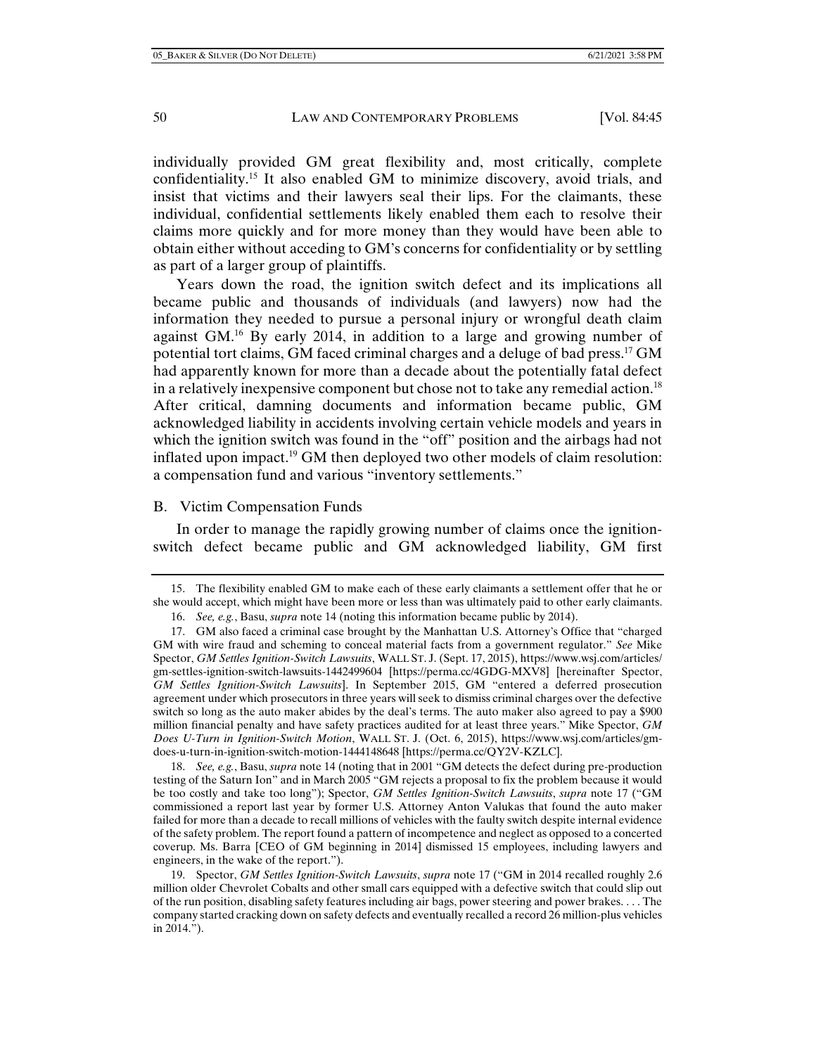individually provided GM great flexibility and, most critically, complete confidentiality.[15] It also enabled GM to minimize discovery, avoid trials, and insist that victims and their lawyers seal their lips. For the claimants, these individual, confidential settlements likely enabled them each to resolve their claims more quickly and for more money than they would have been able to obtain either without acceding to GM's concerns for confidentiality or by settling as part of a larger group of plaintiffs.

Years down the road, the ignition switch defect and its implications all became public and thousands of individuals (and lawyers) now had the information they needed to pursue a personal injury or wrongful death claim against GM.[16] By early 2014, in addition to a large and growing number of potential tort claims, GM faced criminal charges and a deluge of bad press.[17] GM had apparently known for more than a decade about the potentially fatal defect in a relatively inexpensive component but chose not to take any remedial action.[18] After critical, damning documents and information became public, GM acknowledged liability in accidents involving certain vehicle models and years in which the ignition switch was found in the "off" position and the airbags had not inflated upon impact.[19] GM then deployed two other models of claim resolution: a compensation fund and various "inventory settlements."

## B. Victim Compensation Funds

In order to manage the rapidly growing number of claims once the ignition-switch defect became public and GM acknowledged liability, GM first

---

15. The flexibility enabled GM to make each of these early claimants a settlement offer that he or she would accept, which might have been more or less than was ultimately paid to other early claimants.

16. *See, e.g.*, Basu, *supra* note 14 (noting this information became public by 2014).

17. GM also faced a criminal case brought by the Manhattan U.S. Attorney's Office that "charged GM with wire fraud and scheming to conceal material facts from a government regulator." *See* Mike Spector, *GM Settles Ignition-Switch Lawsuits*, WALL ST. J. (Sept. 17, 2015), https://www.wsj.com/articles/gm-settles-ignition-switch-lawsuits-1442499604 [https://perma.cc/4GDG-MXV8] [hereinafter Spector, *GM Settles Ignition-Switch Lawsuits*]. In September 2015, GM "entered a deferred prosecution agreement under which prosecutors in three years will seek to dismiss criminal charges over the defective switch so long as the auto maker abides by the deal's terms. The auto maker also agreed to pay a $900 million financial penalty and have safety practices audited for at least three years." Mike Spector, *GM Does U-Turn in Ignition-Switch Motion*, WALL ST. J. (Oct. 6, 2015), https://www.wsj.com/articles/gm-does-u-turn-in-ignition-switch-motion-1444148648 [https://perma.cc/QY2V-KZLC].

18. *See, e.g.*, Basu, *supra* note 14 (noting that in 2001 "GM detects the defect during pre-production testing of the Saturn Ion" and in March 2005 "GM rejects a proposal to fix the problem because it would be too costly and take too long"); Spector, *GM Settles Ignition-Switch Lawsuits*, *supra* note 17 ("GM commissioned a report last year by former U.S. Attorney Anton Valukas that found the auto maker failed for more than a decade to recall millions of vehicles with the faulty switch despite internal evidence of the safety problem. The report found a pattern of incompetence and neglect as opposed to a concerted coverup. Ms. Barra [CEO of GM beginning in 2014] dismissed 15 employees, including lawyers and engineers, in the wake of the report.").

19. Spector, *GM Settles Ignition-Switch Lawsuits*, *supra* note 17 ("GM in 2014 recalled roughly 2.6 million older Chevrolet Cobalts and other small cars equipped with a defective switch that could slip out of the run position, disabling safety features including air bags, power steering and power brakes. . . . The company started cracking down on safety defects and eventually recalled a record 26 million-plus vehicles in 2014.").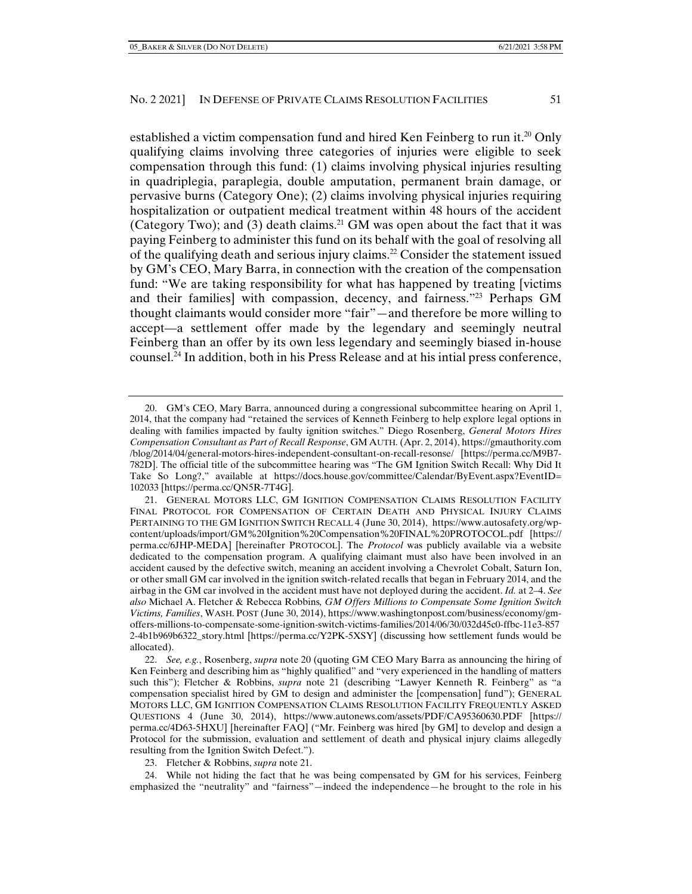established a victim compensation fund and hired Ken Feinberg to run it.[20] Only qualifying claims involving three categories of injuries were eligible to seek compensation through this fund: (1) claims involving physical injuries resulting in quadriplegia, paraplegia, double amputation, permanent brain damage, or pervasive burns (Category One); (2) claims involving physical injuries requiring hospitalization or outpatient medical treatment within 48 hours of the accident (Category Two); and (3) death claims.[21] GM was open about the fact that it was paying Feinberg to administer this fund on its behalf with the goal of resolving all of the qualifying death and serious injury claims.[22] Consider the statement issued by GM's CEO, Mary Barra, in connection with the creation of the compensation fund: "We are taking responsibility for what has happened by treating [victims and their families] with compassion, decency, and fairness."[23] Perhaps GM thought claimants would consider more "fair"—and therefore be more willing to accept—a settlement offer made by the legendary and seemingly neutral Feinberg than an offer by its own less legendary and seemingly biased in-house counsel.[24] In addition, both in his Press Release and at his intial press conference,

---

20. GM's CEO, Mary Barra, announced during a congressional subcommittee hearing on April 1, 2014, that the company had "retained the services of Kenneth Feinberg to help explore legal options in dealing with families impacted by faulty ignition switches." Diego Rosenberg, *General Motors Hires Compensation Consultant as Part of Recall Response*, GM AUTH. (Apr. 2, 2014), https://gmauthority.com/blog/2014/04/general-motors-hires-independent-consultant-on-recall-resonse/ [https://perma.cc/M9B7-782D]. The official title of the subcommittee hearing was "The GM Ignition Switch Recall: Why Did It Take So Long?," available at https://docs.house.gov/committee/Calendar/ByEvent.aspx?EventID=102033 [https://perma.cc/QN5R-7T4G].

21. GENERAL MOTORS LLC, GM IGNITION COMPENSATION CLAIMS RESOLUTION FACILITY FINAL PROTOCOL FOR COMPENSATION OF CERTAIN DEATH AND PHYSICAL INJURY CLAIMS PERTAINING TO THE GM IGNITION SWITCH RECALL 4 (June 30, 2014), https://www.autosafety.org/wp-content/uploads/import/GM%20Ignition%20Compensation%20FINAL%20PROTOCOL.pdf [https://perma.cc/6JHP-MEDA] [hereinafter PROTOCOL]. The *Protocol* was publicly available via a website dedicated to the compensation program. A qualifying claimant must also have been involved in an accident caused by the defective switch, meaning an accident involving a Chevrolet Cobalt, Saturn Ion, or other small GM car involved in the ignition switch-related recalls that began in February 2014, and the airbag in the GM car involved in the accident must have not deployed during the accident. *Id.* at 2–4. *See also* Michael A. Fletcher & Rebecca Robbins, *GM Offers Millions to Compensate Some Ignition Switch Victims, Families*, WASH. POST (June 30, 2014), https://www.washingtonpost.com/business/economy/gm-offers-millions-to-compensate-some-ignition-switch-victims-families/2014/06/30/032d45c0-ffbc-11e3-8572-4b1b969b6322_story.html [https://perma.cc/Y2PK-5XSY] (discussing how settlement funds would be allocated).

22. *See, e.g.*, Rosenberg, *supra* note 20 (quoting GM CEO Mary Barra as announcing the hiring of Ken Feinberg and describing him as "highly qualified" and "very experienced in the handling of matters such this"); Fletcher & Robbins, *supra* note 21 (describing "Lawyer Kenneth R. Feinberg" as "a compensation specialist hired by GM to design and administer the [compensation] fund"); GENERAL MOTORS LLC, GM IGNITION COMPENSATION CLAIMS RESOLUTION FACILITY FREQUENTLY ASKED QUESTIONS 4 (June 30, 2014), https://www.autonews.com/assets/PDF/CA95360630.PDF [https://perma.cc/4D63-5HXU] [hereinafter FAQ] ("Mr. Feinberg was hired [by GM] to develop and design a Protocol for the submission, evaluation and settlement of death and physical injury claims allegedly resulting from the Ignition Switch Defect.").

23. Fletcher & Robbins, *supra* note 21.

24. While not hiding the fact that he was being compensated by GM for his services, Feinberg emphasized the "neutrality" and "fairness"—indeed the independence—he brought to the role in his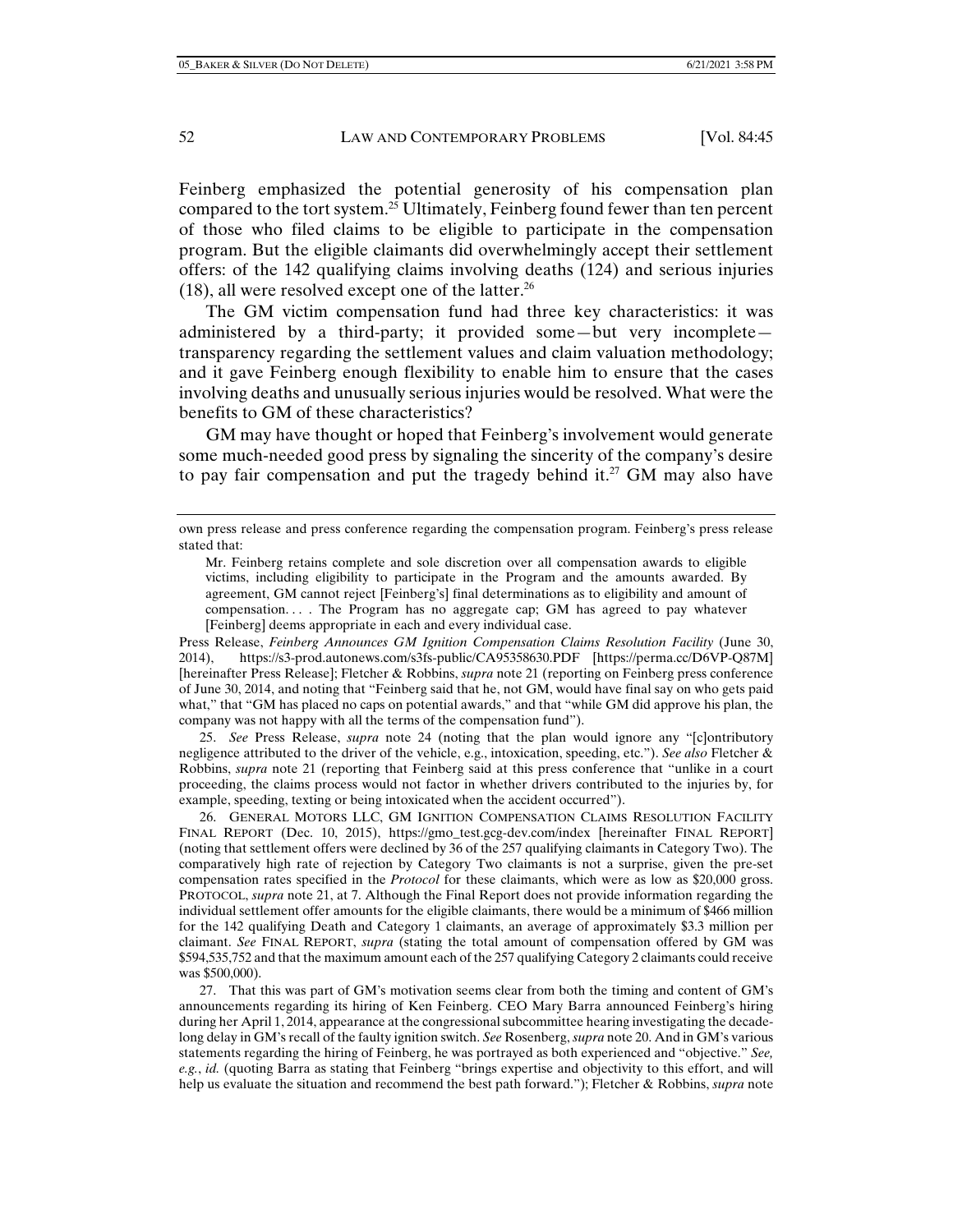Feinberg emphasized the potential generosity of his compensation plan compared to the tort system.[25] Ultimately, Feinberg found fewer than ten percent of those who filed claims to be eligible to participate in the compensation program. But the eligible claimants did overwhelmingly accept their settlement offers: of the 142 qualifying claims involving deaths (124) and serious injuries (18), all were resolved except one of the latter.[26]

The GM victim compensation fund had three key characteristics: it was administered by a third-party; it provided some—but very incomplete—transparency regarding the settlement values and claim valuation methodology; and it gave Feinberg enough flexibility to enable him to ensure that the cases involving deaths and unusually serious injuries would be resolved. What were the benefits to GM of these characteristics?

GM may have thought or hoped that Feinberg's involvement would generate some much-needed good press by signaling the sincerity of the company's desire to pay fair compensation and put the tragedy behind it.[27] GM may also have

---

own press release and press conference regarding the compensation program. Feinberg's press release stated that:

> Mr. Feinberg retains complete and sole discretion over all compensation awards to eligible victims, including eligibility to participate in the Program and the amounts awarded. By agreement, GM cannot reject [Feinberg's] final determinations as to eligibility and amount of compensation. . . . The Program has no aggregate cap; GM has agreed to pay whatever [Feinberg] deems appropriate in each and every individual case.

Press Release, *Feinberg Announces GM Ignition Compensation Claims Resolution Facility* (June 30, 2014), https://s3-prod.autonews.com/s3fs-public/CA95358630.PDF [https://perma.cc/D6VP-Q87M] [hereinafter Press Release]; Fletcher & Robbins, *supra* note 21 (reporting on Feinberg press conference of June 30, 2014, and noting that "Feinberg said that he, not GM, would have final say on who gets paid what," that "GM has placed no caps on potential awards," and that "while GM did approve his plan, the company was not happy with all the terms of the compensation fund").

25. *See* Press Release, *supra* note 24 (noting that the plan would ignore any "[c]ontributory negligence attributed to the driver of the vehicle, e.g., intoxication, speeding, etc."). *See also* Fletcher & Robbins, *supra* note 21 (reporting that Feinberg said at this press conference that "unlike in a court proceeding, the claims process would not factor in whether drivers contributed to the injuries by, for example, speeding, texting or being intoxicated when the accident occurred").

26. GENERAL MOTORS LLC, GM IGNITION COMPENSATION CLAIMS RESOLUTION FACILITY FINAL REPORT (Dec. 10, 2015), https://gmo_test.gcg-dev.com/index [hereinafter FINAL REPORT] (noting that settlement offers were declined by 36 of the 257 qualifying claimants in Category Two). The comparatively high rate of rejection by Category Two claimants is not a surprise, given the pre-set compensation rates specified in the *Protocol* for these claimants, which were as low as $20,000 gross. PROTOCOL, *supra* note 21, at 7. Although the Final Report does not provide information regarding the individual settlement offer amounts for the eligible claimants, there would be a minimum of $466 million for the 142 qualifying Death and Category 1 claimants, an average of approximately $3.3 million per claimant. *See* FINAL REPORT, *supra* (stating the total amount of compensation offered by GM was $594,535,752 and that the maximum amount each of the 257 qualifying Category 2 claimants could receive was $500,000).

27. That this was part of GM's motivation seems clear from both the timing and content of GM's announcements regarding its hiring of Ken Feinberg. CEO Mary Barra announced Feinberg's hiring during her April 1, 2014, appearance at the congressional subcommittee hearing investigating the decade-long delay in GM's recall of the faulty ignition switch. *See* Rosenberg, *supra* note 20. And in GM's various statements regarding the hiring of Feinberg, he was portrayed as both experienced and "objective." *See, e.g.*, *id.* (quoting Barra as stating that Feinberg "brings expertise and objectivity to this effort, and will help us evaluate the situation and recommend the best path forward."); Fletcher & Robbins, *supra* note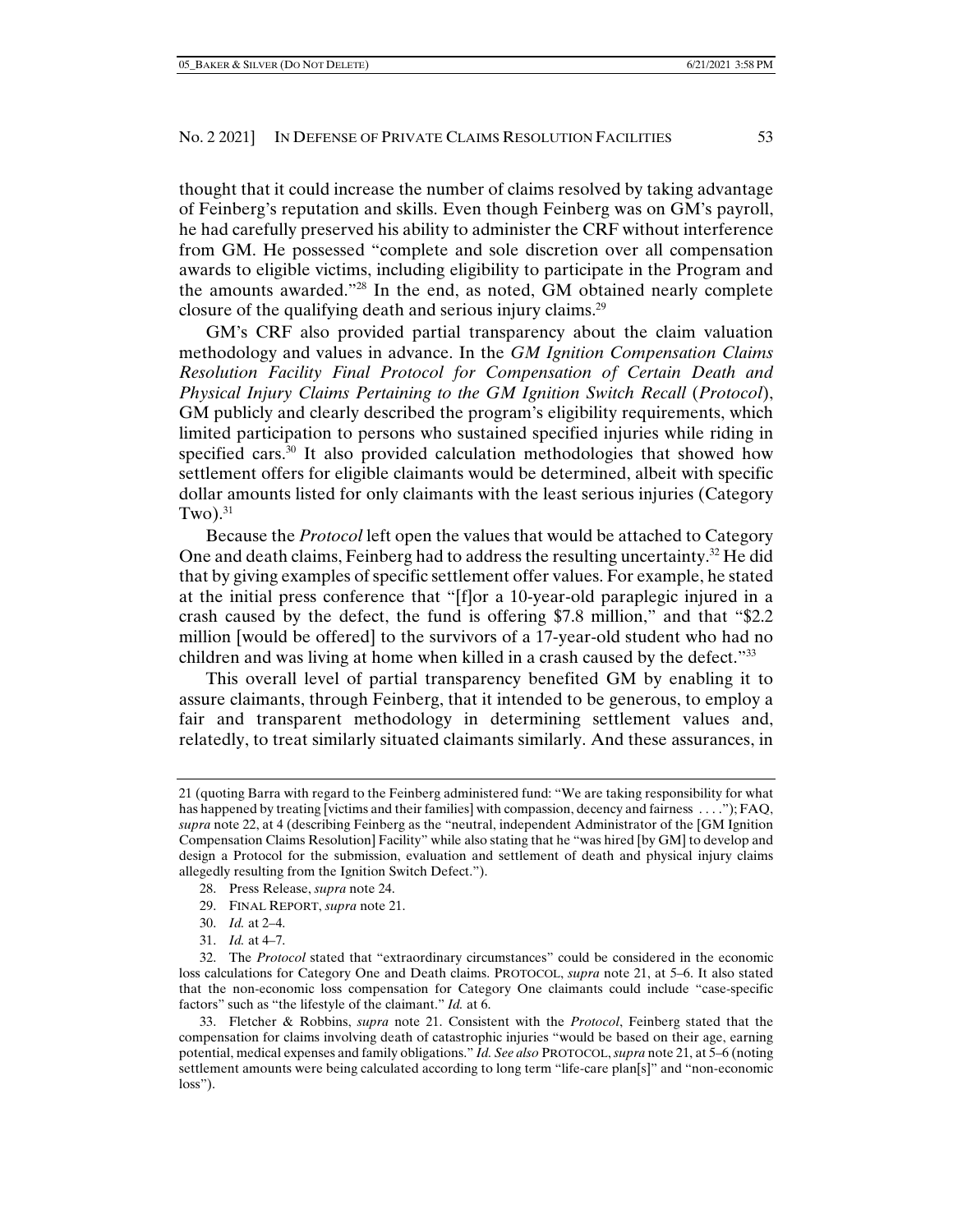thought that it could increase the number of claims resolved by taking advantage of Feinberg's reputation and skills. Even though Feinberg was on GM's payroll, he had carefully preserved his ability to administer the CRF without interference from GM. He possessed "complete and sole discretion over all compensation awards to eligible victims, including eligibility to participate in the Program and the amounts awarded."[28] In the end, as noted, GM obtained nearly complete closure of the qualifying death and serious injury claims.[29]

GM's CRF also provided partial transparency about the claim valuation methodology and values in advance. In the *GM Ignition Compensation Claims Resolution Facility Final Protocol for Compensation of Certain Death and Physical Injury Claims Pertaining to the GM Ignition Switch Recall* (*Protocol*), GM publicly and clearly described the program's eligibility requirements, which limited participation to persons who sustained specified injuries while riding in specified cars.[30] It also provided calculation methodologies that showed how settlement offers for eligible claimants would be determined, albeit with specific dollar amounts listed for only claimants with the least serious injuries (Category Two).[31]

Because the *Protocol* left open the values that would be attached to Category One and death claims, Feinberg had to address the resulting uncertainty.[32] He did that by giving examples of specific settlement offer values. For example, he stated at the initial press conference that "[f]or a 10-year-old paraplegic injured in a crash caused by the defect, the fund is offering $7.8 million," and that "$2.2 million [would be offered] to the survivors of a 17-year-old student who had no children and was living at home when killed in a crash caused by the defect."[33]

This overall level of partial transparency benefited GM by enabling it to assure claimants, through Feinberg, that it intended to be generous, to employ a fair and transparent methodology in determining settlement values and, relatedly, to treat similarly situated claimants similarly. And these assurances, in

---

21 (quoting Barra with regard to the Feinberg administered fund: "We are taking responsibility for what has happened by treating [victims and their families] with compassion, decency and fairness . . . ."); FAQ, *supra* note 22, at 4 (describing Feinberg as the "neutral, independent Administrator of the [GM Ignition Compensation Claims Resolution] Facility" while also stating that he "was hired [by GM] to develop and design a Protocol for the submission, evaluation and settlement of death and physical injury claims allegedly resulting from the Ignition Switch Defect.").

28. Press Release, *supra* note 24.

29. FINAL REPORT, *supra* note 21.

30. *Id.* at 2–4.

31. *Id.* at 4–7.

32. The *Protocol* stated that "extraordinary circumstances" could be considered in the economic loss calculations for Category One and Death claims. PROTOCOL, *supra* note 21, at 5–6. It also stated that the non-economic loss compensation for Category One claimants could include "case-specific factors" such as "the lifestyle of the claimant." *Id.* at 6.

33. Fletcher & Robbins, *supra* note 21. Consistent with the *Protocol*, Feinberg stated that the compensation for claims involving death of catastrophic injuries "would be based on their age, earning potential, medical expenses and family obligations." *Id. See also* PROTOCOL, *supra* note 21, at 5–6 (noting settlement amounts were being calculated according to long term "life-care plan[s]" and "non-economic loss").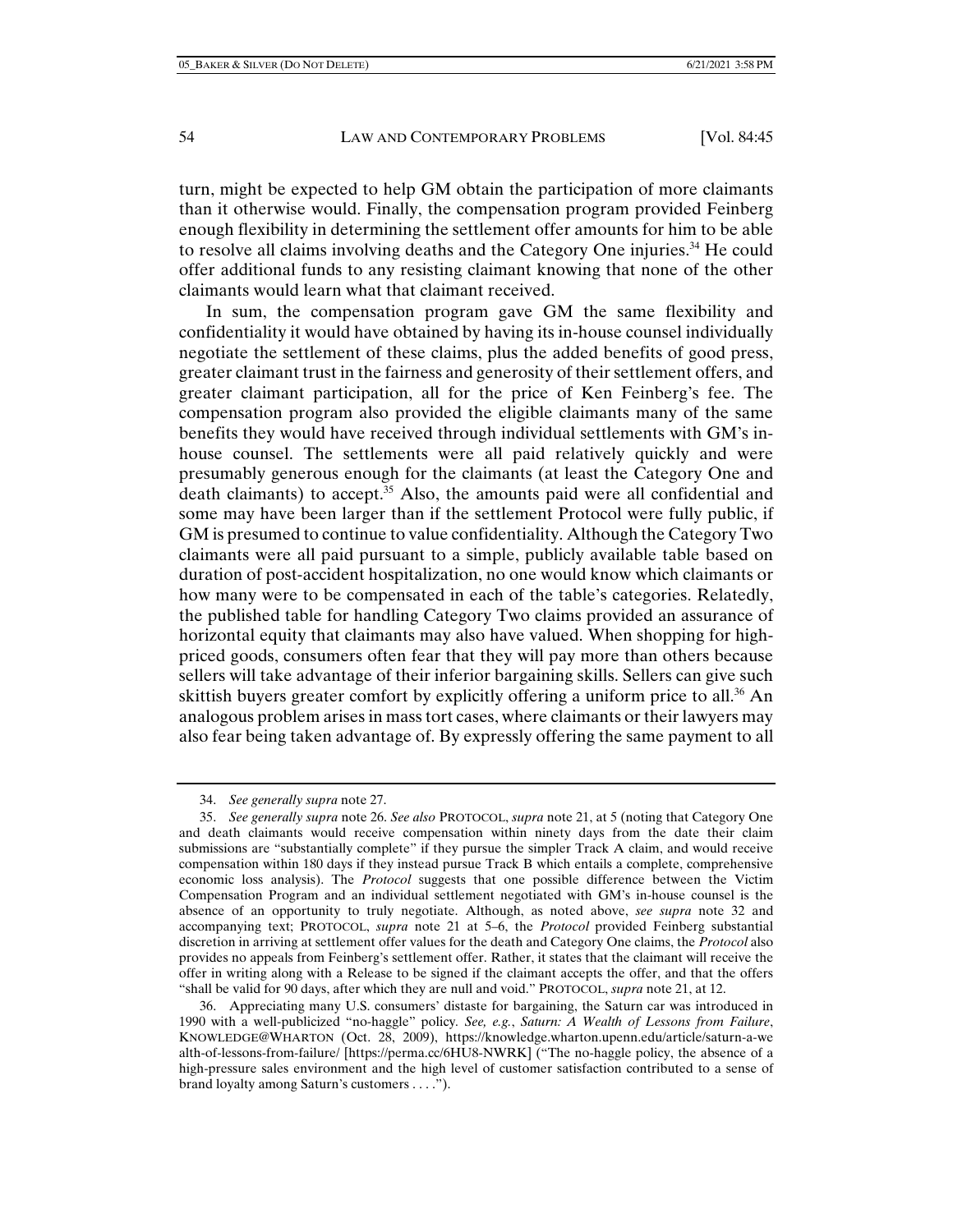turn, might be expected to help GM obtain the participation of more claimants than it otherwise would. Finally, the compensation program provided Feinberg enough flexibility in determining the settlement offer amounts for him to be able to resolve all claims involving deaths and the Category One injuries.[34] He could offer additional funds to any resisting claimant knowing that none of the other claimants would learn what that claimant received.

In sum, the compensation program gave GM the same flexibility and confidentiality it would have obtained by having its in-house counsel individually negotiate the settlement of these claims, plus the added benefits of good press, greater claimant trust in the fairness and generosity of their settlement offers, and greater claimant participation, all for the price of Ken Feinberg's fee. The compensation program also provided the eligible claimants many of the same benefits they would have received through individual settlements with GM's in-house counsel. The settlements were all paid relatively quickly and were presumably generous enough for the claimants (at least the Category One and death claimants) to accept.[35] Also, the amounts paid were all confidential and some may have been larger than if the settlement Protocol were fully public, if GM is presumed to continue to value confidentiality. Although the Category Two claimants were all paid pursuant to a simple, publicly available table based on duration of post-accident hospitalization, no one would know which claimants or how many were to be compensated in each of the table's categories. Relatedly, the published table for handling Category Two claims provided an assurance of horizontal equity that claimants may also have valued. When shopping for high-priced goods, consumers often fear that they will pay more than others because sellers will take advantage of their inferior bargaining skills. Sellers can give such skittish buyers greater comfort by explicitly offering a uniform price to all.[36] An analogous problem arises in mass tort cases, where claimants or their lawyers may also fear being taken advantage of. By expressly offering the same payment to all

---

34. *See generally supra* note 27.

35. *See generally supra* note 26. *See also* PROTOCOL, *supra* note 21, at 5 (noting that Category One and death claimants would receive compensation within ninety days from the date their claim submissions are "substantially complete" if they pursue the simpler Track A claim, and would receive compensation within 180 days if they instead pursue Track B which entails a complete, comprehensive economic loss analysis). The *Protocol* suggests that one possible difference between the Victim Compensation Program and an individual settlement negotiated with GM's in-house counsel is the absence of an opportunity to truly negotiate. Although, as noted above, *see supra* note 32 and accompanying text; PROTOCOL, *supra* note 21 at 5–6, the *Protocol* provided Feinberg substantial discretion in arriving at settlement offer values for the death and Category One claims, the *Protocol* also provides no appeals from Feinberg's settlement offer. Rather, it states that the claimant will receive the offer in writing along with a Release to be signed if the claimant accepts the offer, and that the offers "shall be valid for 90 days, after which they are null and void." PROTOCOL, *supra* note 21, at 12.

36. Appreciating many U.S. consumers' distaste for bargaining, the Saturn car was introduced in 1990 with a well-publicized "no-haggle" policy. *See, e.g.*, *Saturn: A Wealth of Lessons from Failure*, KNOWLEDGE@WHARTON (Oct. 28, 2009), https://knowledge.wharton.upenn.edu/article/saturn-a-wealth-of-lessons-from-failure/ [https://perma.cc/6HU8-NWRK] ("The no-haggle policy, the absence of a high-pressure sales environment and the high level of customer satisfaction contributed to a sense of brand loyalty among Saturn's customers . . . .").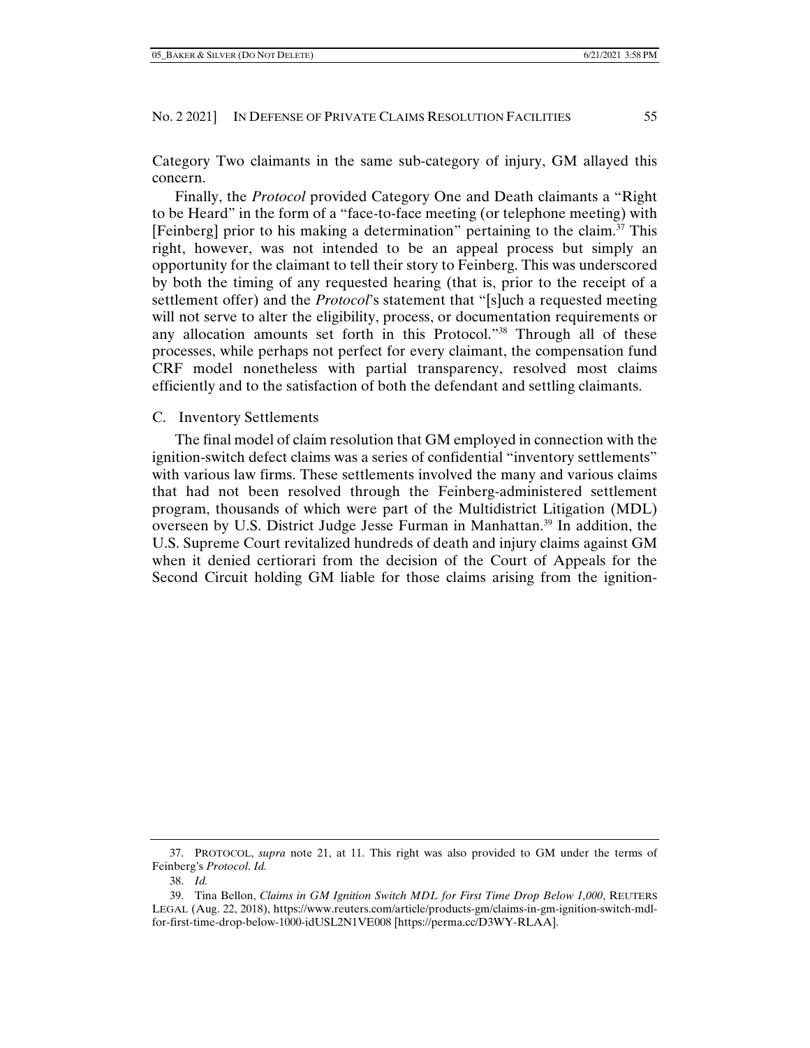Category Two claimants in the same sub-category of injury, GM allayed this concern.

Finally, the *Protocol* provided Category One and Death claimants a "Right to be Heard" in the form of a "face-to-face meeting (or telephone meeting) with [Feinberg] prior to his making a determination" pertaining to the claim.[37] This right, however, was not intended to be an appeal process but simply an opportunity for the claimant to tell their story to Feinberg. This was underscored by both the timing of any requested hearing (that is, prior to the receipt of a settlement offer) and the *Protocol*'s statement that "[s]uch a requested meeting will not serve to alter the eligibility, process, or documentation requirements or any allocation amounts set forth in this Protocol."[38] Through all of these processes, while perhaps not perfect for every claimant, the compensation fund CRF model nonetheless with partial transparency, resolved most claims efficiently and to the satisfaction of both the defendant and settling claimants.

## C. Inventory Settlements

The final model of claim resolution that GM employed in connection with the ignition-switch defect claims was a series of confidential "inventory settlements" with various law firms. These settlements involved the many and various claims that had not been resolved through the Feinberg-administered settlement program, thousands of which were part of the Multidistrict Litigation (MDL) overseen by U.S. District Judge Jesse Furman in Manhattan.[39] In addition, the U.S. Supreme Court revitalized hundreds of death and injury claims against GM when it denied certiorari from the decision of the Court of Appeals for the Second Circuit holding GM liable for those claims arising from the ignition-

---

37. PROTOCOL, *supra* note 21, at 11. This right was also provided to GM under the terms of Feinberg's *Protocol*. *Id.*

38. *Id.*

39. Tina Bellon, *Claims in GM Ignition Switch MDL for First Time Drop Below 1,000*, REUTERS LEGAL (Aug. 22, 2018), https://www.reuters.com/article/products-gm/claims-in-gm-ignition-switch-mdl-for-first-time-drop-below-1000-idUSL2N1VE008 [https://perma.cc/D3WY-RLAA].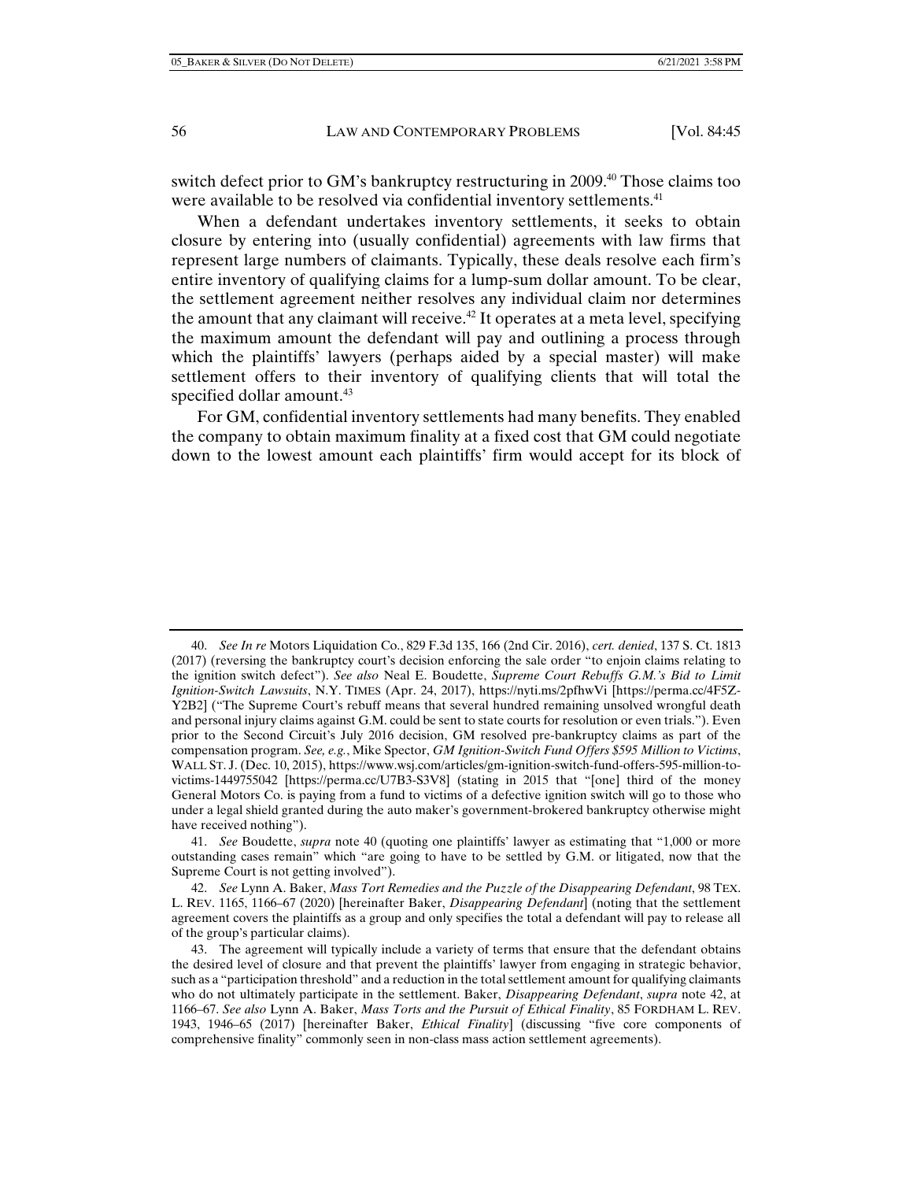switch defect prior to GM's bankruptcy restructuring in 2009.[40] Those claims too were available to be resolved via confidential inventory settlements.[41]

When a defendant undertakes inventory settlements, it seeks to obtain closure by entering into (usually confidential) agreements with law firms that represent large numbers of claimants. Typically, these deals resolve each firm's entire inventory of qualifying claims for a lump-sum dollar amount. To be clear, the settlement agreement neither resolves any individual claim nor determines the amount that any claimant will receive.[42] It operates at a meta level, specifying the maximum amount the defendant will pay and outlining a process through which the plaintiffs' lawyers (perhaps aided by a special master) will make settlement offers to their inventory of qualifying clients that will total the specified dollar amount.[43]

For GM, confidential inventory settlements had many benefits. They enabled the company to obtain maximum finality at a fixed cost that GM could negotiate down to the lowest amount each plaintiffs' firm would accept for its block of

---

40. *See In re* Motors Liquidation Co., 829 F.3d 135, 166 (2nd Cir. 2016), *cert. denied*, 137 S. Ct. 1813 (2017) (reversing the bankruptcy court's decision enforcing the sale order "to enjoin claims relating to the ignition switch defect"). *See also* Neal E. Boudette, *Supreme Court Rebuffs G.M.'s Bid to Limit Ignition-Switch Lawsuits*, N.Y. TIMES (Apr. 24, 2017), https://nyti.ms/2pfhwVi [https://perma.cc/4F5Z-Y2B2] ("The Supreme Court's rebuff means that several hundred remaining unsolved wrongful death and personal injury claims against G.M. could be sent to state courts for resolution or even trials."). Even prior to the Second Circuit's July 2016 decision, GM resolved pre-bankruptcy claims as part of the compensation program. *See, e.g.*, Mike Spector, *GM Ignition-Switch Fund Offers $595 Million to Victims*, WALL ST. J. (Dec. 10, 2015), https://www.wsj.com/articles/gm-ignition-switch-fund-offers-595-million-to-victims-1449755042 [https://perma.cc/U7B3-S3V8] (stating in 2015 that "[one] third of the money General Motors Co. is paying from a fund to victims of a defective ignition switch will go to those who under a legal shield granted during the auto maker's government-brokered bankruptcy otherwise might have received nothing").

41. *See* Boudette, *supra* note 40 (quoting one plaintiffs' lawyer as estimating that "1,000 or more outstanding cases remain" which "are going to have to be settled by G.M. or litigated, now that the Supreme Court is not getting involved").

42. *See* Lynn A. Baker, *Mass Tort Remedies and the Puzzle of the Disappearing Defendant*, 98 TEX. L. REV. 1165, 1166–67 (2020) [hereinafter Baker, *Disappearing Defendant*] (noting that the settlement agreement covers the plaintiffs as a group and only specifies the total a defendant will pay to release all of the group's particular claims).

43. The agreement will typically include a variety of terms that ensure that the defendant obtains the desired level of closure and that prevent the plaintiffs' lawyer from engaging in strategic behavior, such as a "participation threshold" and a reduction in the total settlement amount for qualifying claimants who do not ultimately participate in the settlement. Baker, *Disappearing Defendant*, *supra* note 42, at 1166–67. *See also* Lynn A. Baker, *Mass Torts and the Pursuit of Ethical Finality*, 85 FORDHAM L. REV. 1943, 1946–65 (2017) [hereinafter Baker, *Ethical Finality*] (discussing "five core components of comprehensive finality" commonly seen in non-class mass action settlement agreements).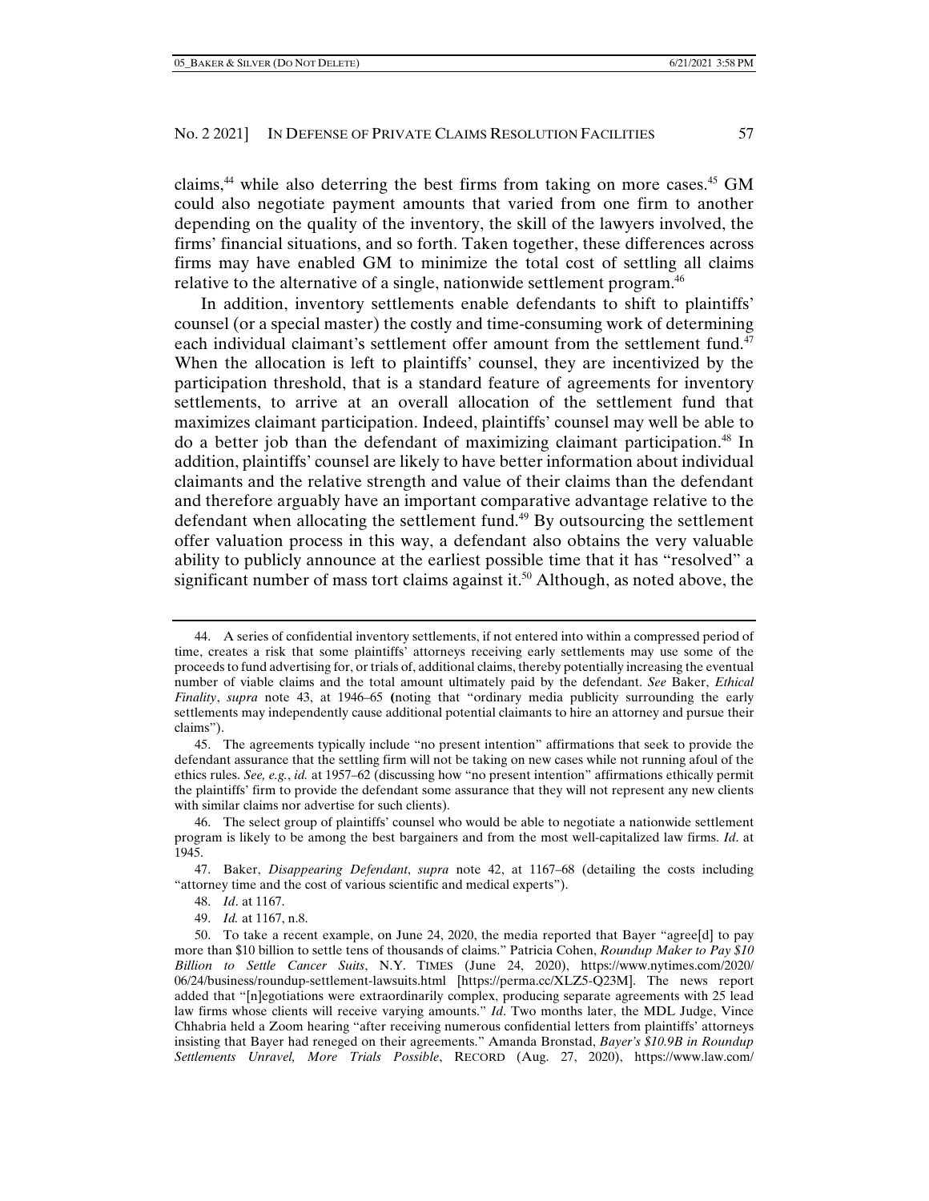claims,[44] while also deterring the best firms from taking on more cases.[45] GM could also negotiate payment amounts that varied from one firm to another depending on the quality of the inventory, the skill of the lawyers involved, the firms' financial situations, and so forth. Taken together, these differences across firms may have enabled GM to minimize the total cost of settling all claims relative to the alternative of a single, nationwide settlement program.[46]

In addition, inventory settlements enable defendants to shift to plaintiffs' counsel (or a special master) the costly and time-consuming work of determining each individual claimant's settlement offer amount from the settlement fund.[47] When the allocation is left to plaintiffs' counsel, they are incentivized by the participation threshold, that is a standard feature of agreements for inventory settlements, to arrive at an overall allocation of the settlement fund that maximizes claimant participation. Indeed, plaintiffs' counsel may well be able to do a better job than the defendant of maximizing claimant participation.[48] In addition, plaintiffs' counsel are likely to have better information about individual claimants and the relative strength and value of their claims than the defendant and therefore arguably have an important comparative advantage relative to the defendant when allocating the settlement fund.[49] By outsourcing the settlement offer valuation process in this way, a defendant also obtains the very valuable ability to publicly announce at the earliest possible time that it has "resolved" a significant number of mass tort claims against it.[50] Although, as noted above, the

---

44. A series of confidential inventory settlements, if not entered into within a compressed period of time, creates a risk that some plaintiffs' attorneys receiving early settlements may use some of the proceeds to fund advertising for, or trials of, additional claims, thereby potentially increasing the eventual number of viable claims and the total amount ultimately paid by the defendant. *See* Baker, *Ethical Finality*, *supra* note 43, at 1946–65 (noting that "ordinary media publicity surrounding the early settlements may independently cause additional potential claimants to hire an attorney and pursue their claims").

45. The agreements typically include "no present intention" affirmations that seek to provide the defendant assurance that the settling firm will not be taking on new cases while not running afoul of the ethics rules. *See, e.g.*, *id.* at 1957–62 (discussing how "no present intention" affirmations ethically permit the plaintiffs' firm to provide the defendant some assurance that they will not represent any new clients with similar claims nor advertise for such clients).

46. The select group of plaintiffs' counsel who would be able to negotiate a nationwide settlement program is likely to be among the best bargainers and from the most well-capitalized law firms. *Id*. at 1945.

47. Baker, *Disappearing Defendant*, *supra* note 42, at 1167–68 (detailing the costs including "attorney time and the cost of various scientific and medical experts").

48. *Id*. at 1167.

49. *Id.* at 1167, n.8.

50. To take a recent example, on June 24, 2020, the media reported that Bayer "agree[d] to pay more than $10 billion to settle tens of thousands of claims." Patricia Cohen, *Roundup Maker to Pay $10 Billion to Settle Cancer Suits*, N.Y. TIMES (June 24, 2020), https://www.nytimes.com/2020/06/24/business/roundup-settlement-lawsuits.html [https://perma.cc/XLZ5-Q23M]. The news report added that "[n]egotiations were extraordinarily complex, producing separate agreements with 25 lead law firms whose clients will receive varying amounts." *Id*. Two months later, the MDL Judge, Vince Chhabria held a Zoom hearing "after receiving numerous confidential letters from plaintiffs' attorneys insisting that Bayer had reneged on their agreements." Amanda Bronstad, *Bayer's $10.9B in Roundup Settlements Unravel, More Trials Possible*, RECORD (Aug. 27, 2020), https://www.law.com/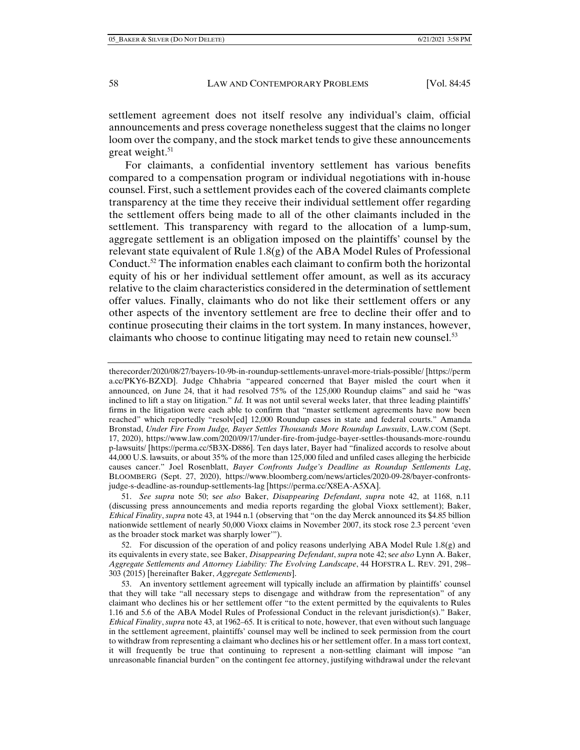settlement agreement does not itself resolve any individual's claim, official announcements and press coverage nonetheless suggest that the claims no longer loom over the company, and the stock market tends to give these announcements great weight.[51]

For claimants, a confidential inventory settlement has various benefits compared to a compensation program or individual negotiations with in-house counsel. First, such a settlement provides each of the covered claimants complete transparency at the time they receive their individual settlement offer regarding the settlement offers being made to all of the other claimants included in the settlement. This transparency with regard to the allocation of a lump-sum, aggregate settlement is an obligation imposed on the plaintiffs' counsel by the relevant state equivalent of Rule 1.8(g) of the ABA Model Rules of Professional Conduct.[52] The information enables each claimant to confirm both the horizontal equity of his or her individual settlement offer amount, as well as its accuracy relative to the claim characteristics considered in the determination of settlement offer values. Finally, claimants who do not like their settlement offers or any other aspects of the inventory settlement are free to decline their offer and to continue prosecuting their claims in the tort system. In many instances, however, claimants who choose to continue litigating may need to retain new counsel.[53]

---

therecorder/2020/08/27/bayers-10-9b-in-roundup-settlements-unravel-more-trials-possible/ [https://perma.cc/PKY6-BZXD]. Judge Chhabria "appeared concerned that Bayer misled the court when it announced, on June 24, that it had resolved 75% of the 125,000 Roundup claims" and said he "was inclined to lift a stay on litigation." *Id.* It was not until several weeks later, that three leading plaintiffs' firms in the litigation were each able to confirm that "master settlement agreements have now been reached" which reportedly "resolv[ed] 12,000 Roundup cases in state and federal courts." Amanda Bronstad, *Under Fire From Judge, Bayer Settles Thousands More Roundup Lawsuits*, LAW.COM (Sept. 17, 2020), https://www.law.com/2020/09/17/under-fire-from-judge-bayer-settles-thousands-more-roundup-lawsuits/ [https://perma.cc/5B3X-D886]. Ten days later, Bayer had "finalized accords to resolve about 44,000 U.S. lawsuits, or about 35% of the more than 125,000 filed and unfiled cases alleging the herbicide causes cancer." Joel Rosenblatt, *Bayer Confronts Judge's Deadline as Roundup Settlements Lag*, BLOOMBERG (Sept. 27, 2020), https://www.bloomberg.com/news/articles/2020-09-28/bayer-confronts-judge-s-deadline-as-roundup-settlements-lag [https://perma.cc/X8EA-A5XA].

51. *See supra* note 50; s*ee also* Baker, *Disappearing Defendant*, *supra* note 42, at 1168, n.11 (discussing press announcements and media reports regarding the global Vioxx settlement); Baker, *Ethical Finality*, *supra* note 43, at 1944 n.1 (observing that "on the day Merck announced its $4.85 billion nationwide settlement of nearly 50,000 Vioxx claims in November 2007, its stock rose 2.3 percent 'even as the broader stock market was sharply lower'").

52. For discussion of the operation of and policy reasons underlying ABA Model Rule 1.8(g) and its equivalents in every state, see Baker, *Disappearing Defendant*, *supra* note 42; s*ee also* Lynn A. Baker, *Aggregate Settlements and Attorney Liability: The Evolving Landscape*, 44 HOFSTRA L. REV. 291, 298–303 (2015) [hereinafter Baker, *Aggregate Settlements*].

53. An inventory settlement agreement will typically include an affirmation by plaintiffs' counsel that they will take "all necessary steps to disengage and withdraw from the representation" of any claimant who declines his or her settlement offer "to the extent permitted by the equivalents to Rules 1.16 and 5.6 of the ABA Model Rules of Professional Conduct in the relevant jurisdiction(s)." Baker, *Ethical Finality*, *supra* note 43, at 1962–65. It is critical to note, however, that even without such language in the settlement agreement, plaintiffs' counsel may well be inclined to seek permission from the court to withdraw from representing a claimant who declines his or her settlement offer. In a mass tort context, it will frequently be true that continuing to represent a non-settling claimant will impose "an unreasonable financial burden" on the contingent fee attorney, justifying withdrawal under the relevant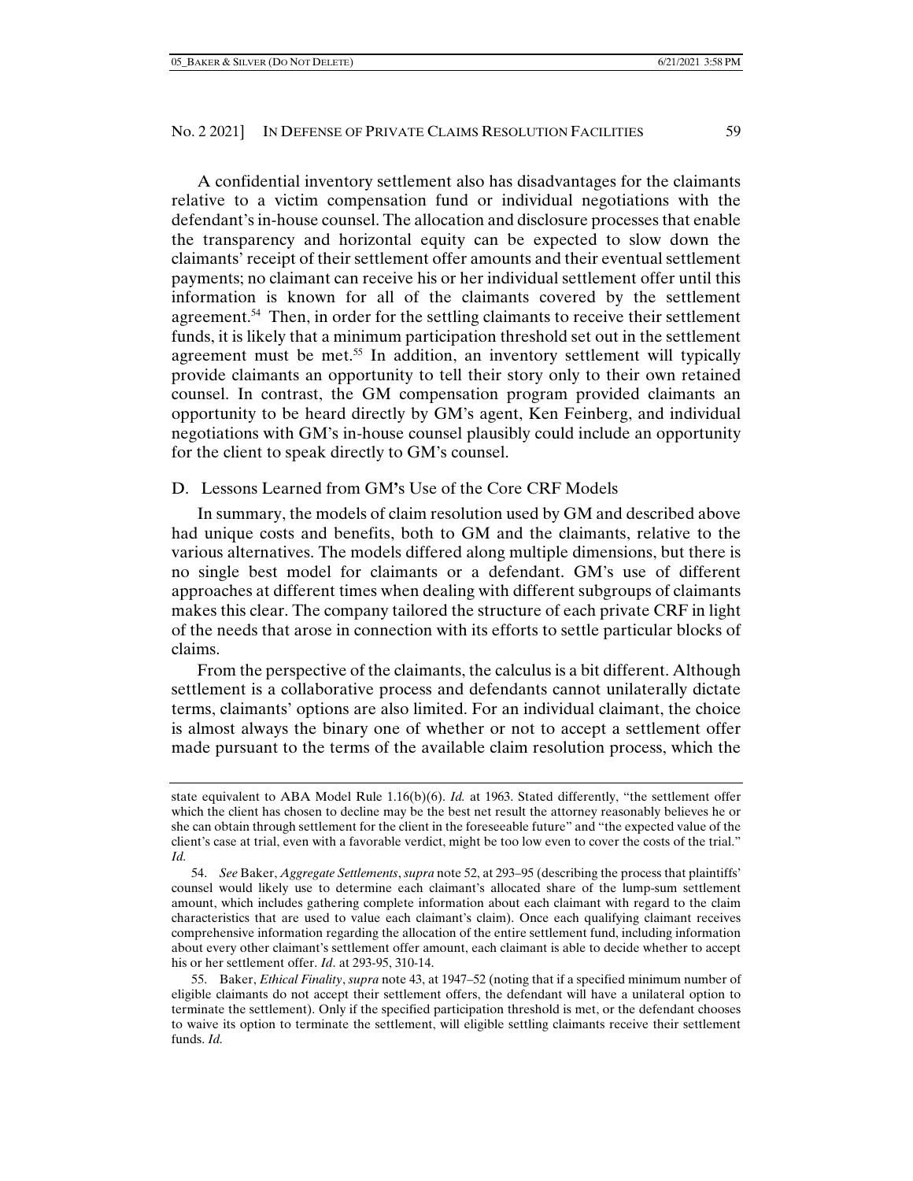A confidential inventory settlement also has disadvantages for the claimants relative to a victim compensation fund or individual negotiations with the defendant's in-house counsel. The allocation and disclosure processes that enable the transparency and horizontal equity can be expected to slow down the claimants' receipt of their settlement offer amounts and their eventual settlement payments; no claimant can receive his or her individual settlement offer until this information is known for all of the claimants covered by the settlement agreement.[54] Then, in order for the settling claimants to receive their settlement funds, it is likely that a minimum participation threshold set out in the settlement agreement must be met.[55] In addition, an inventory settlement will typically provide claimants an opportunity to tell their story only to their own retained counsel. In contrast, the GM compensation program provided claimants an opportunity to be heard directly by GM's agent, Ken Feinberg, and individual negotiations with GM's in-house counsel plausibly could include an opportunity for the client to speak directly to GM's counsel.

### D. Lessons Learned from GM's Use of the Core CRF Models

In summary, the models of claim resolution used by GM and described above had unique costs and benefits, both to GM and the claimants, relative to the various alternatives. The models differed along multiple dimensions, but there is no single best model for claimants or a defendant. GM's use of different approaches at different times when dealing with different subgroups of claimants makes this clear. The company tailored the structure of each private CRF in light of the needs that arose in connection with its efforts to settle particular blocks of claims.

From the perspective of the claimants, the calculus is a bit different. Although settlement is a collaborative process and defendants cannot unilaterally dictate terms, claimants' options are also limited. For an individual claimant, the choice is almost always the binary one of whether or not to accept a settlement offer made pursuant to the terms of the available claim resolution process, which the

---

state equivalent to ABA Model Rule 1.16(b)(6). *Id.* at 1963. Stated differently, "the settlement offer which the client has chosen to decline may be the best net result the attorney reasonably believes he or she can obtain through settlement for the client in the foreseeable future" and "the expected value of the client's case at trial, even with a favorable verdict, might be too low even to cover the costs of the trial." *Id.*

54. *See* Baker, *Aggregate Settlements*, *supra* note 52, at 293–95 (describing the process that plaintiffs' counsel would likely use to determine each claimant's allocated share of the lump-sum settlement amount, which includes gathering complete information about each claimant with regard to the claim characteristics that are used to value each claimant's claim). Once each qualifying claimant receives comprehensive information regarding the allocation of the entire settlement fund, including information about every other claimant's settlement offer amount, each claimant is able to decide whether to accept his or her settlement offer. *Id*. at 293-95, 310-14.

55. Baker, *Ethical Finality*, *supra* note 43, at 1947–52 (noting that if a specified minimum number of eligible claimants do not accept their settlement offers, the defendant will have a unilateral option to terminate the settlement). Only if the specified participation threshold is met, or the defendant chooses to waive its option to terminate the settlement, will eligible settling claimants receive their settlement funds. *Id.*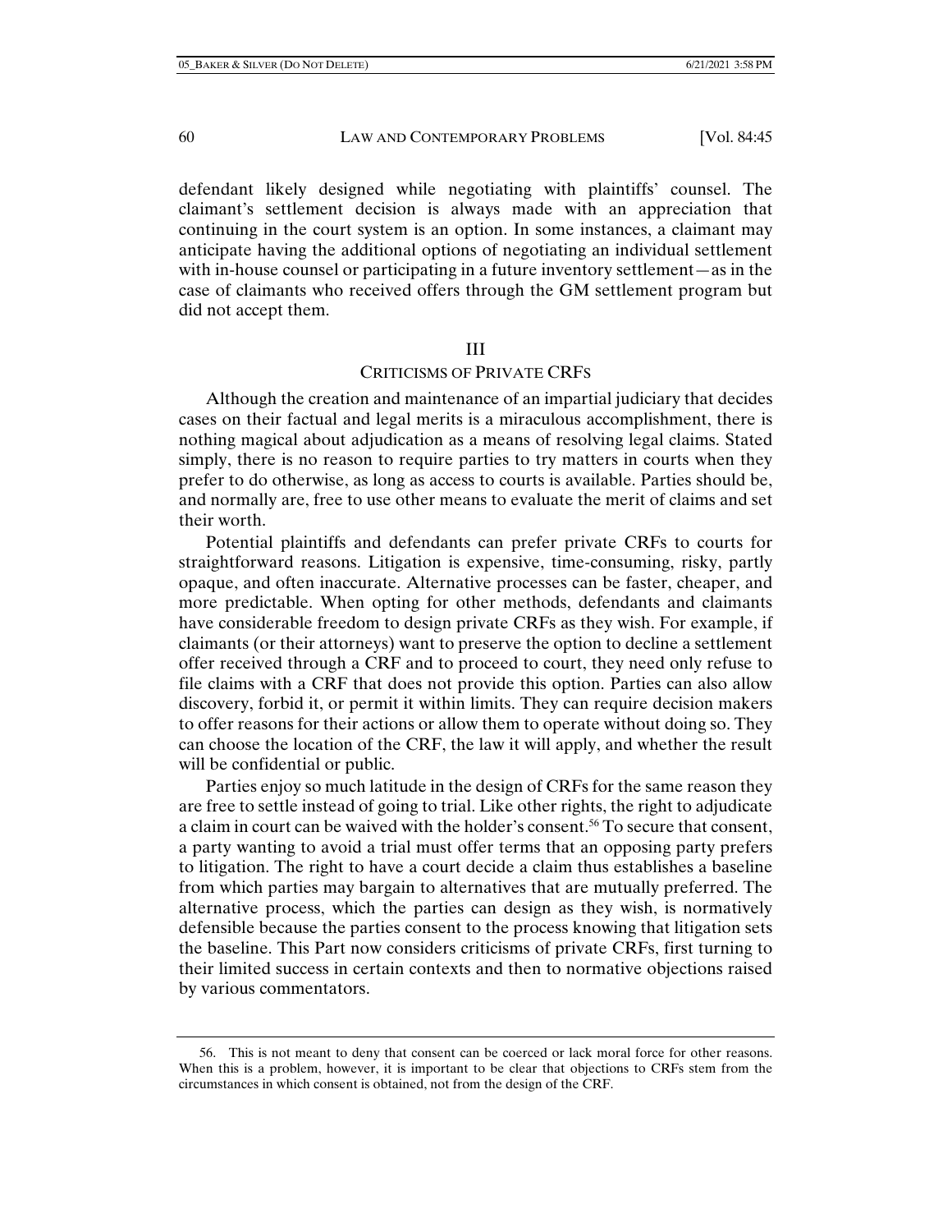defendant likely designed while negotiating with plaintiffs' counsel. The claimant's settlement decision is always made with an appreciation that continuing in the court system is an option. In some instances, a claimant may anticipate having the additional options of negotiating an individual settlement with in-house counsel or participating in a future inventory settlement—as in the case of claimants who received offers through the GM settlement program but did not accept them.

## III

## CRITICISMS OF PRIVATE CRFS

Although the creation and maintenance of an impartial judiciary that decides cases on their factual and legal merits is a miraculous accomplishment, there is nothing magical about adjudication as a means of resolving legal claims. Stated simply, there is no reason to require parties to try matters in courts when they prefer to do otherwise, as long as access to courts is available. Parties should be, and normally are, free to use other means to evaluate the merit of claims and set their worth.

Potential plaintiffs and defendants can prefer private CRFs to courts for straightforward reasons. Litigation is expensive, time-consuming, risky, partly opaque, and often inaccurate. Alternative processes can be faster, cheaper, and more predictable. When opting for other methods, defendants and claimants have considerable freedom to design private CRFs as they wish. For example, if claimants (or their attorneys) want to preserve the option to decline a settlement offer received through a CRF and to proceed to court, they need only refuse to file claims with a CRF that does not provide this option. Parties can also allow discovery, forbid it, or permit it within limits. They can require decision makers to offer reasons for their actions or allow them to operate without doing so. They can choose the location of the CRF, the law it will apply, and whether the result will be confidential or public.

Parties enjoy so much latitude in the design of CRFs for the same reason they are free to settle instead of going to trial. Like other rights, the right to adjudicate a claim in court can be waived with the holder's consent.[56] To secure that consent, a party wanting to avoid a trial must offer terms that an opposing party prefers to litigation. The right to have a court decide a claim thus establishes a baseline from which parties may bargain to alternatives that are mutually preferred. The alternative process, which the parties can design as they wish, is normatively defensible because the parties consent to the process knowing that litigation sets the baseline. This Part now considers criticisms of private CRFs, first turning to their limited success in certain contexts and then to normative objections raised by various commentators.

---

56. This is not meant to deny that consent can be coerced or lack moral force for other reasons. When this is a problem, however, it is important to be clear that objections to CRFs stem from the circumstances in which consent is obtained, not from the design of the CRF.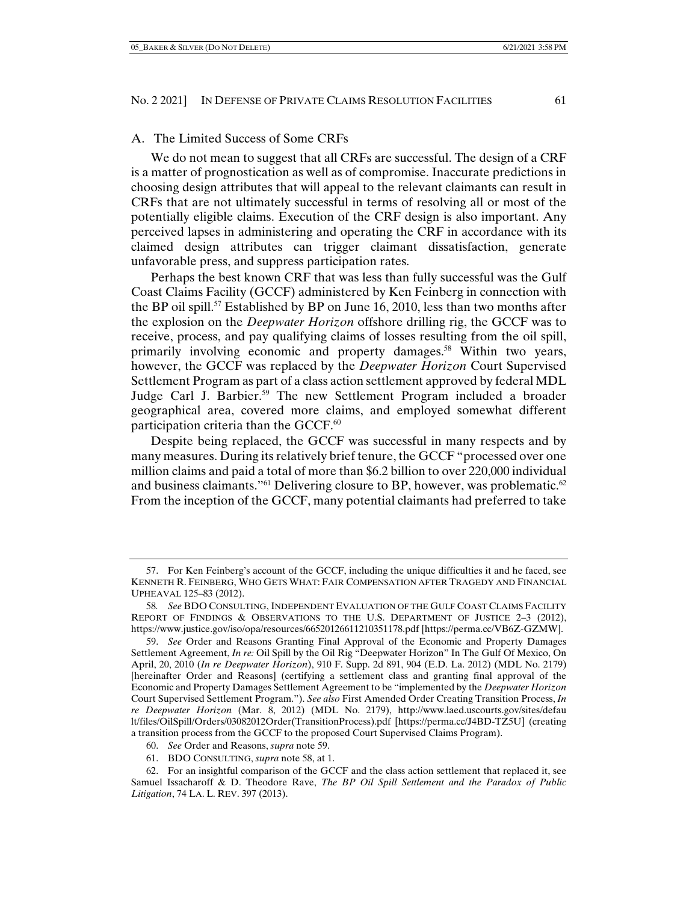### A. The Limited Success of Some CRFs

We do not mean to suggest that all CRFs are successful. The design of a CRF is a matter of prognostication as well as of compromise. Inaccurate predictions in choosing design attributes that will appeal to the relevant claimants can result in CRFs that are not ultimately successful in terms of resolving all or most of the potentially eligible claims. Execution of the CRF design is also important. Any perceived lapses in administering and operating the CRF in accordance with its claimed design attributes can trigger claimant dissatisfaction, generate unfavorable press, and suppress participation rates.

Perhaps the best known CRF that was less than fully successful was the Gulf Coast Claims Facility (GCCF) administered by Ken Feinberg in connection with the BP oil spill.[57] Established by BP on June 16, 2010, less than two months after the explosion on the *Deepwater Horizon* offshore drilling rig, the GCCF was to receive, process, and pay qualifying claims of losses resulting from the oil spill, primarily involving economic and property damages.[58] Within two years, however, the GCCF was replaced by the *Deepwater Horizon* Court Supervised Settlement Program as part of a class action settlement approved by federal MDL Judge Carl J. Barbier.[59] The new Settlement Program included a broader geographical area, covered more claims, and employed somewhat different participation criteria than the GCCF.[60]

Despite being replaced, the GCCF was successful in many respects and by many measures. During its relatively brief tenure, the GCCF "processed over one million claims and paid a total of more than $6.2 billion to over 220,000 individual and business claimants."[61] Delivering closure to BP, however, was problematic.[62] From the inception of the GCCF, many potential claimants had preferred to take

---

57. For Ken Feinberg's account of the GCCF, including the unique difficulties it and he faced, see KENNETH R. FEINBERG, WHO GETS WHAT: FAIR COMPENSATION AFTER TRAGEDY AND FINANCIAL UPHEAVAL 125–83 (2012).

58. *See* BDO CONSULTING, INDEPENDENT EVALUATION OF THE GULF COAST CLAIMS FACILITY REPORT OF FINDINGS & OBSERVATIONS TO THE U.S. DEPARTMENT OF JUSTICE 2–3 (2012), https://www.justice.gov/iso/opa/resources/66520126611210351178.pdf [https://perma.cc/VB6Z-GZMW].

59. *See* Order and Reasons Granting Final Approval of the Economic and Property Damages Settlement Agreement, *In re:* Oil Spill by the Oil Rig "Deepwater Horizon" In The Gulf Of Mexico, On April, 20, 2010 (*In re Deepwater Horizon*), 910 F. Supp. 2d 891, 904 (E.D. La. 2012) (MDL No. 2179) [hereinafter Order and Reasons] (certifying a settlement class and granting final approval of the Economic and Property Damages Settlement Agreement to be "implemented by the *Deepwater Horizon* Court Supervised Settlement Program."). *See also* First Amended Order Creating Transition Process, *In re Deepwater Horizon* (Mar. 8, 2012) (MDL No. 2179), http://www.laed.uscourts.gov/sites/default/files/OilSpill/Orders/03082012Order(TransitionProcess).pdf [https://perma.cc/J4BD-TZ5U] (creating a transition process from the GCCF to the proposed Court Supervised Claims Program).

60. *See* Order and Reasons, *supra* note 59.

61. BDO CONSULTING, *supra* note 58, at 1.

62. For an insightful comparison of the GCCF and the class action settlement that replaced it, see Samuel Issacharoff & D. Theodore Rave, *The BP Oil Spill Settlement and the Paradox of Public Litigation*, 74 LA. L. REV. 397 (2013).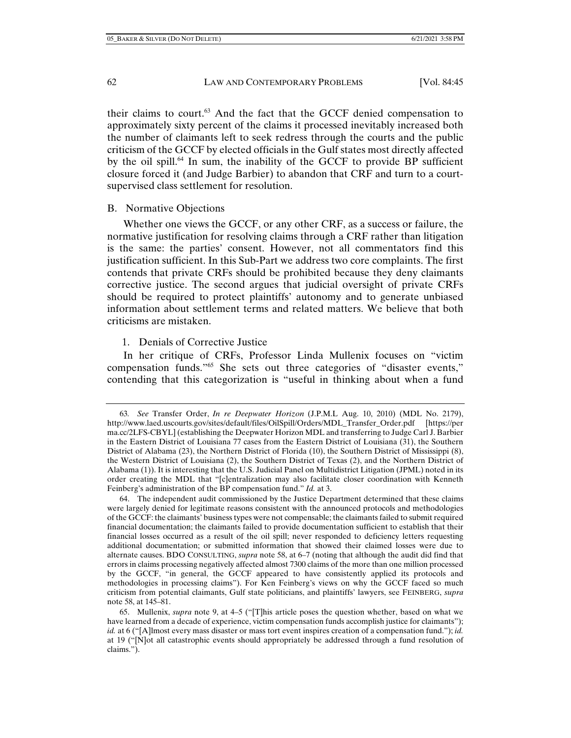their claims to court.[63] And the fact that the GCCF denied compensation to approximately sixty percent of the claims it processed inevitably increased both the number of claimants left to seek redress through the courts and the public criticism of the GCCF by elected officials in the Gulf states most directly affected by the oil spill.[64] In sum, the inability of the GCCF to provide BP sufficient closure forced it (and Judge Barbier) to abandon that CRF and turn to a court-supervised class settlement for resolution.

### B. Normative Objections

Whether one views the GCCF, or any other CRF, as a success or failure, the normative justification for resolving claims through a CRF rather than litigation is the same: the parties' consent. However, not all commentators find this justification sufficient. In this Sub-Part we address two core complaints. The first contends that private CRFs should be prohibited because they deny claimants corrective justice. The second argues that judicial oversight of private CRFs should be required to protect plaintiffs' autonomy and to generate unbiased information about settlement terms and related matters. We believe that both criticisms are mistaken.

#### 1. Denials of Corrective Justice

In her critique of CRFs, Professor Linda Mullenix focuses on "victim compensation funds."[65] She sets out three categories of "disaster events," contending that this categorization is "useful in thinking about when a fund

---

63. *See* Transfer Order, *In re Deepwater Horizon* (J.P.M.L Aug. 10, 2010) (MDL No. 2179), http://www.laed.uscourts.gov/sites/default/files/OilSpill/Orders/MDL_Transfer_Order.pdf [https://perma.cc/2LFS-CBYL] (establishing the Deepwater Horizon MDL and transferring to Judge Carl J. Barbier in the Eastern District of Louisiana 77 cases from the Eastern District of Louisiana (31), the Southern District of Alabama (23), the Northern District of Florida (10), the Southern District of Mississippi (8), the Western District of Louisiana (2), the Southern District of Texas (2), and the Northern District of Alabama (1)). It is interesting that the U.S. Judicial Panel on Multidistrict Litigation (JPML) noted in its order creating the MDL that "[c]entralization may also facilitate closer coordination with Kenneth Feinberg's administration of the BP compensation fund." *Id.* at 3.

64. The independent audit commissioned by the Justice Department determined that these claims were largely denied for legitimate reasons consistent with the announced protocols and methodologies of the GCCF: the claimants' business types were not compensable; the claimants failed to submit required financial documentation; the claimants failed to provide documentation sufficient to establish that their financial losses occurred as a result of the oil spill; never responded to deficiency letters requesting additional documentation; or submitted information that showed their claimed losses were due to alternate causes. BDO CONSULTING, *supra* note 58, at 6–7 (noting that although the audit did find that errors in claims processing negatively affected almost 7300 claims of the more than one million processed by the GCCF, "in general, the GCCF appeared to have consistently applied its protocols and methodologies in processing claims"). For Ken Feinberg's views on why the GCCF faced so much criticism from potential claimants, Gulf state politicians, and plaintiffs' lawyers, see FEINBERG, *supra* note 58, at 145–81.

65. Mullenix, *supra* note 9, at 4–5 ("[T]his article poses the question whether, based on what we have learned from a decade of experience, victim compensation funds accomplish justice for claimants"); *id.* at 6 ("[A]lmost every mass disaster or mass tort event inspires creation of a compensation fund."); *id.* at 19 ("[N]ot all catastrophic events should appropriately be addressed through a fund resolution of claims.").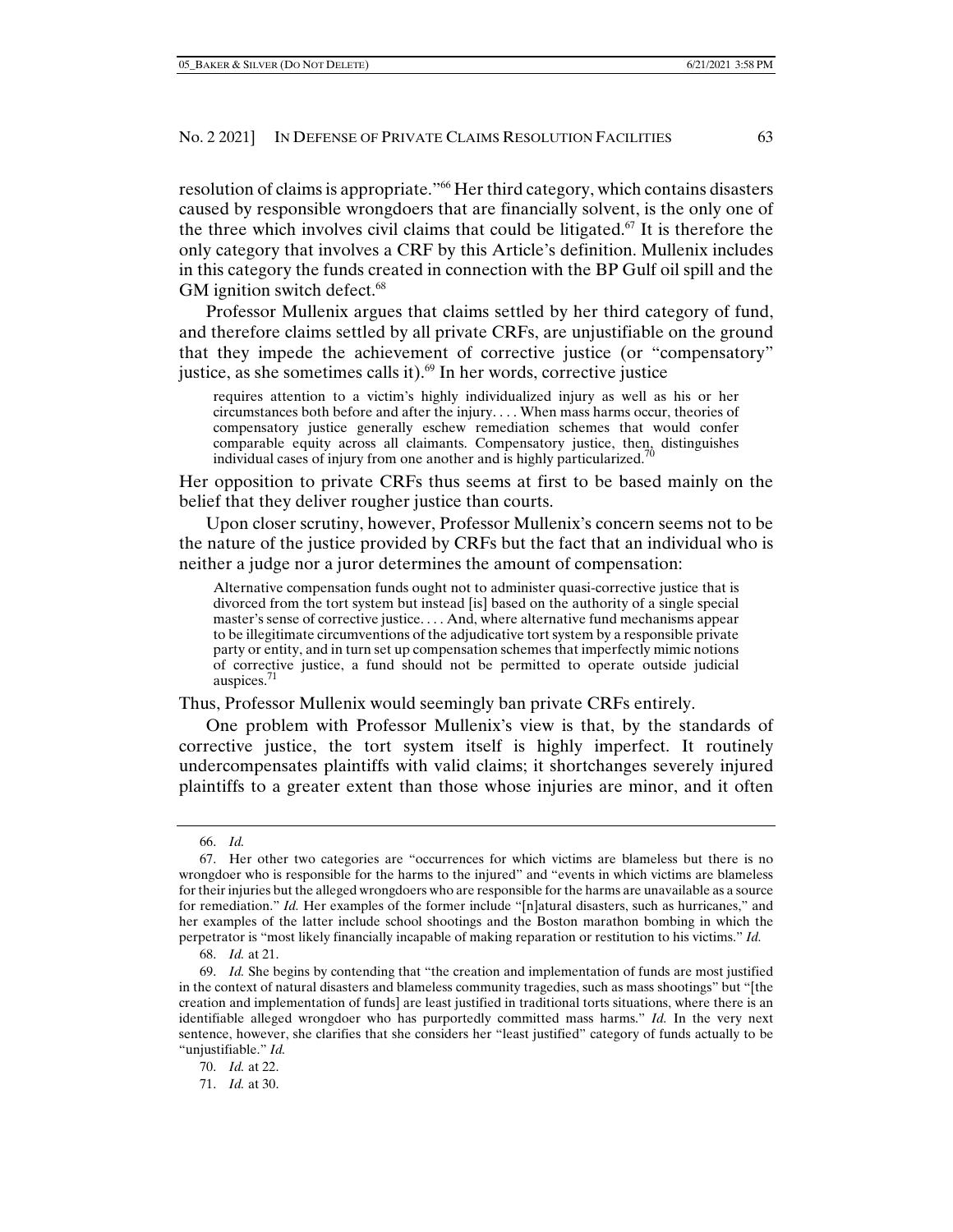resolution of claims is appropriate."[66] Her third category, which contains disasters caused by responsible wrongdoers that are financially solvent, is the only one of the three which involves civil claims that could be litigated.[67] It is therefore the only category that involves a CRF by this Article's definition. Mullenix includes in this category the funds created in connection with the BP Gulf oil spill and the GM ignition switch defect.[68]

Professor Mullenix argues that claims settled by her third category of fund, and therefore claims settled by all private CRFs, are unjustifiable on the ground that they impede the achievement of corrective justice (or "compensatory" justice, as she sometimes calls it).[69] In her words, corrective justice

> requires attention to a victim's highly individualized injury as well as his or her circumstances both before and after the injury. . . . When mass harms occur, theories of compensatory justice generally eschew remediation schemes that would confer comparable equity across all claimants. Compensatory justice, then, distinguishes individual cases of injury from one another and is highly particularized.[70]

Her opposition to private CRFs thus seems at first to be based mainly on the belief that they deliver rougher justice than courts.

Upon closer scrutiny, however, Professor Mullenix's concern seems not to be the nature of the justice provided by CRFs but the fact that an individual who is neither a judge nor a juror determines the amount of compensation:

> Alternative compensation funds ought not to administer quasi-corrective justice that is divorced from the tort system but instead [is] based on the authority of a single special master's sense of corrective justice. . . . And, where alternative fund mechanisms appear to be illegitimate circumventions of the adjudicative tort system by a responsible private party or entity, and in turn set up compensation schemes that imperfectly mimic notions of corrective justice, a fund should not be permitted to operate outside judicial auspices.[71]

Thus, Professor Mullenix would seemingly ban private CRFs entirely.

One problem with Professor Mullenix's view is that, by the standards of corrective justice, the tort system itself is highly imperfect. It routinely undercompensates plaintiffs with valid claims; it shortchanges severely injured plaintiffs to a greater extent than those whose injuries are minor, and it often

---

66. *Id.*

67. Her other two categories are "occurrences for which victims are blameless but there is no wrongdoer who is responsible for the harms to the injured" and "events in which victims are blameless for their injuries but the alleged wrongdoers who are responsible for the harms are unavailable as a source for remediation." *Id.* Her examples of the former include "[n]atural disasters, such as hurricanes," and her examples of the latter include school shootings and the Boston marathon bombing in which the perpetrator is "most likely financially incapable of making reparation or restitution to his victims." *Id.*

68. *Id.* at 21.

69. *Id.* She begins by contending that "the creation and implementation of funds are most justified in the context of natural disasters and blameless community tragedies, such as mass shootings" but "[the creation and implementation of funds] are least justified in traditional torts situations, where there is an identifiable alleged wrongdoer who has purportedly committed mass harms." *Id.* In the very next sentence, however, she clarifies that she considers her "least justified" category of funds actually to be "unjustifiable." *Id.*

70. *Id.* at 22.

71. *Id.* at 30.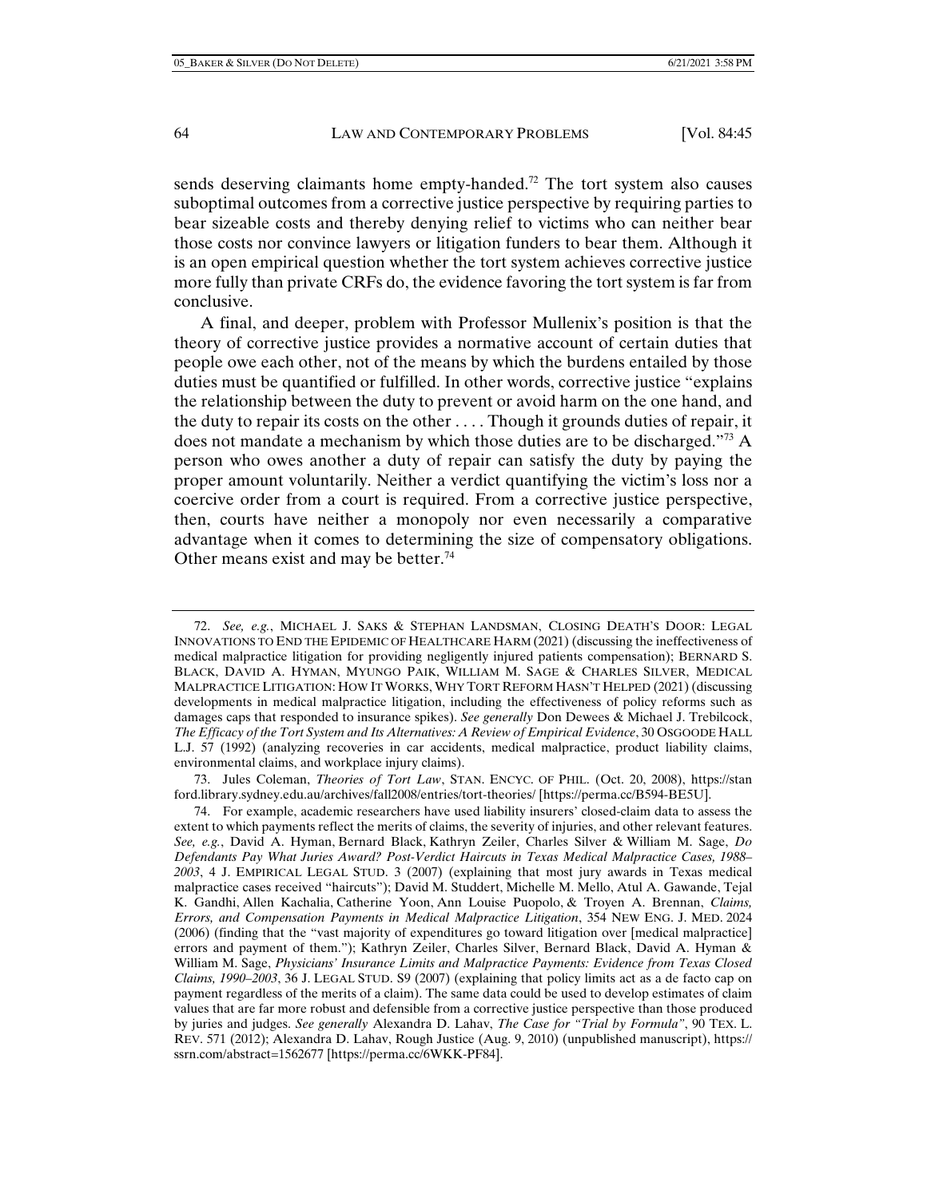sends deserving claimants home empty-handed.[72] The tort system also causes suboptimal outcomes from a corrective justice perspective by requiring parties to bear sizeable costs and thereby denying relief to victims who can neither bear those costs nor convince lawyers or litigation funders to bear them. Although it is an open empirical question whether the tort system achieves corrective justice more fully than private CRFs do, the evidence favoring the tort system is far from conclusive.

A final, and deeper, problem with Professor Mullenix's position is that the theory of corrective justice provides a normative account of certain duties that people owe each other, not of the means by which the burdens entailed by those duties must be quantified or fulfilled. In other words, corrective justice "explains the relationship between the duty to prevent or avoid harm on the one hand, and the duty to repair its costs on the other . . . . Though it grounds duties of repair, it does not mandate a mechanism by which those duties are to be discharged."[73] A person who owes another a duty of repair can satisfy the duty by paying the proper amount voluntarily. Neither a verdict quantifying the victim's loss nor a coercive order from a court is required. From a corrective justice perspective, then, courts have neither a monopoly nor even necessarily a comparative advantage when it comes to determining the size of compensatory obligations. Other means exist and may be better.[74]

---

72. *See, e.g.*, MICHAEL J. SAKS & STEPHAN LANDSMAN, CLOSING DEATH'S DOOR: LEGAL INNOVATIONS TO END THE EPIDEMIC OF HEALTHCARE HARM (2021) (discussing the ineffectiveness of medical malpractice litigation for providing negligently injured patients compensation); BERNARD S. BLACK, DAVID A. HYMAN, MYUNGO PAIK, WILLIAM M. SAGE & CHARLES SILVER, MEDICAL MALPRACTICE LITIGATION: HOW IT WORKS, WHY TORT REFORM HASN'T HELPED (2021) (discussing developments in medical malpractice litigation, including the effectiveness of policy reforms such as damages caps that responded to insurance spikes). *See generally* Don Dewees & Michael J. Trebilcock, *The Efficacy of the Tort System and Its Alternatives: A Review of Empirical Evidence*, 30 OSGOODE HALL L.J. 57 (1992) (analyzing recoveries in car accidents, medical malpractice, product liability claims, environmental claims, and workplace injury claims).

73. Jules Coleman, *Theories of Tort Law*, STAN. ENCYC. OF PHIL. (Oct. 20, 2008), https://stanford.library.sydney.edu.au/archives/fall2008/entries/tort-theories/ [https://perma.cc/B594-BE5U].

74. For example, academic researchers have used liability insurers' closed-claim data to assess the extent to which payments reflect the merits of claims, the severity of injuries, and other relevant features. *See, e.g.*, David A. Hyman, Bernard Black, Kathryn Zeiler, Charles Silver & William M. Sage, *Do Defendants Pay What Juries Award? Post-Verdict Haircuts in Texas Medical Malpractice Cases, 1988–2003*, 4 J. EMPIRICAL LEGAL STUD. 3 (2007) (explaining that most jury awards in Texas medical malpractice cases received "haircuts"); David M. Studdert, Michelle M. Mello, Atul A. Gawande, Tejal K. Gandhi, Allen Kachalia, Catherine Yoon, Ann Louise Puopolo, & Troyen A. Brennan, *Claims, Errors, and Compensation Payments in Medical Malpractice Litigation*, 354 NEW ENG. J. MED. 2024 (2006) (finding that the "vast majority of expenditures go toward litigation over [medical malpractice] errors and payment of them."); Kathryn Zeiler, Charles Silver, Bernard Black, David A. Hyman & William M. Sage, *Physicians' Insurance Limits and Malpractice Payments: Evidence from Texas Closed Claims, 1990–2003*, 36 J. LEGAL STUD. S9 (2007) (explaining that policy limits act as a de facto cap on payment regardless of the merits of a claim). The same data could be used to develop estimates of claim values that are far more robust and defensible from a corrective justice perspective than those produced by juries and judges. *See generally* Alexandra D. Lahav, *The Case for "Trial by Formula"*, 90 TEX. L. REV. 571 (2012); Alexandra D. Lahav, Rough Justice (Aug. 9, 2010) (unpublished manuscript), https://ssrn.com/abstract=1562677 [https://perma.cc/6WKK-PF84].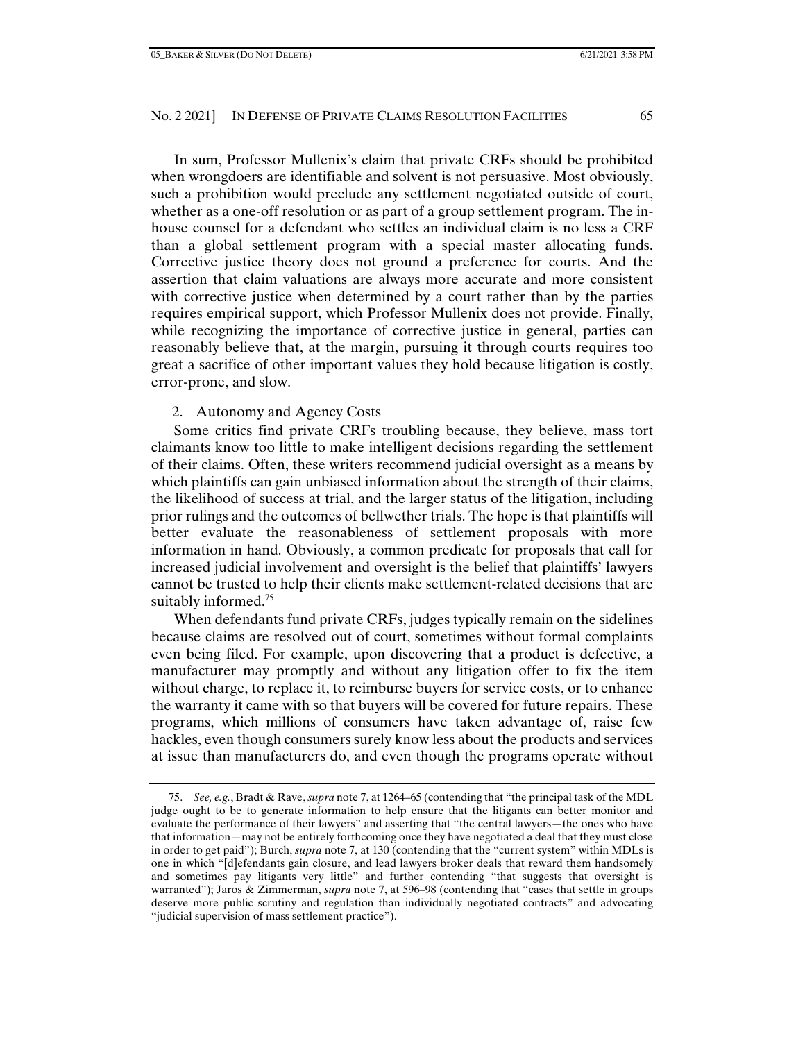In sum, Professor Mullenix's claim that private CRFs should be prohibited when wrongdoers are identifiable and solvent is not persuasive. Most obviously, such a prohibition would preclude any settlement negotiated outside of court, whether as a one-off resolution or as part of a group settlement program. The in-house counsel for a defendant who settles an individual claim is no less a CRF than a global settlement program with a special master allocating funds. Corrective justice theory does not ground a preference for courts. And the assertion that claim valuations are always more accurate and more consistent with corrective justice when determined by a court rather than by the parties requires empirical support, which Professor Mullenix does not provide. Finally, while recognizing the importance of corrective justice in general, parties can reasonably believe that, at the margin, pursuing it through courts requires too great a sacrifice of other important values they hold because litigation is costly, error-prone, and slow.

### 2. Autonomy and Agency Costs

Some critics find private CRFs troubling because, they believe, mass tort claimants know too little to make intelligent decisions regarding the settlement of their claims. Often, these writers recommend judicial oversight as a means by which plaintiffs can gain unbiased information about the strength of their claims, the likelihood of success at trial, and the larger status of the litigation, including prior rulings and the outcomes of bellwether trials. The hope is that plaintiffs will better evaluate the reasonableness of settlement proposals with more information in hand. Obviously, a common predicate for proposals that call for increased judicial involvement and oversight is the belief that plaintiffs' lawyers cannot be trusted to help their clients make settlement-related decisions that are suitably informed.[75]

When defendants fund private CRFs, judges typically remain on the sidelines because claims are resolved out of court, sometimes without formal complaints even being filed. For example, upon discovering that a product is defective, a manufacturer may promptly and without any litigation offer to fix the item without charge, to replace it, to reimburse buyers for service costs, or to enhance the warranty it came with so that buyers will be covered for future repairs. These programs, which millions of consumers have taken advantage of, raise few hackles, even though consumers surely know less about the products and services at issue than manufacturers do, and even though the programs operate without

---

75. *See, e.g.*, Bradt & Rave, *supra* note 7, at 1264–65 (contending that "the principal task of the MDL judge ought to be to generate information to help ensure that the litigants can better monitor and evaluate the performance of their lawyers" and asserting that "the central lawyers—the ones who have that information—may not be entirely forthcoming once they have negotiated a deal that they must close in order to get paid"); Burch, *supra* note 7, at 130 (contending that the "current system" within MDLs is one in which "[d]efendants gain closure, and lead lawyers broker deals that reward them handsomely and sometimes pay litigants very little" and further contending "that suggests that oversight is warranted"); Jaros & Zimmerman, *supra* note 7, at 596–98 (contending that "cases that settle in groups deserve more public scrutiny and regulation than individually negotiated contracts" and advocating "judicial supervision of mass settlement practice").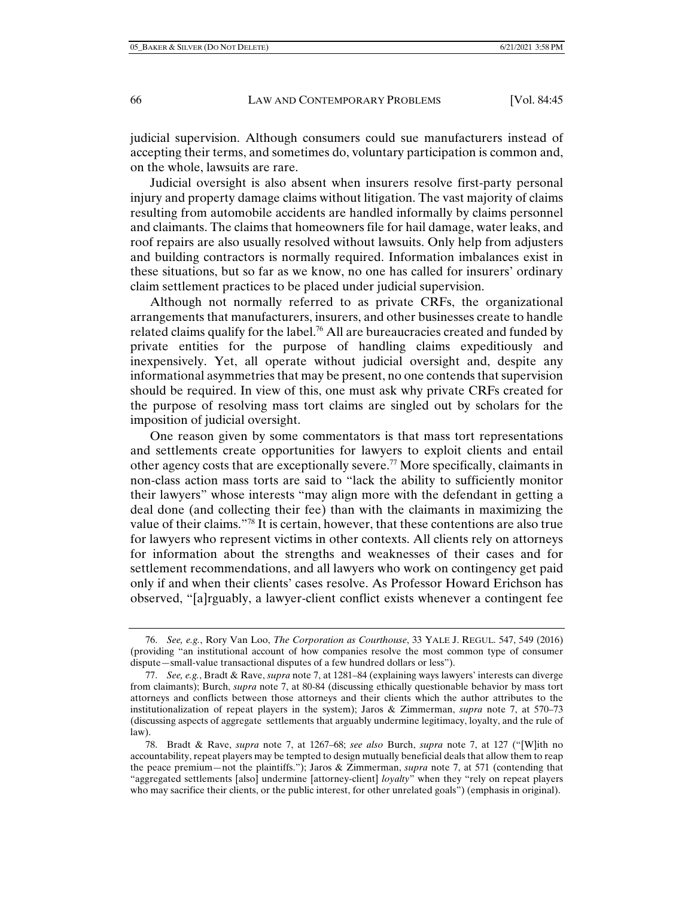judicial supervision. Although consumers could sue manufacturers instead of accepting their terms, and sometimes do, voluntary participation is common and, on the whole, lawsuits are rare.

Judicial oversight is also absent when insurers resolve first-party personal injury and property damage claims without litigation. The vast majority of claims resulting from automobile accidents are handled informally by claims personnel and claimants. The claims that homeowners file for hail damage, water leaks, and roof repairs are also usually resolved without lawsuits. Only help from adjusters and building contractors is normally required. Information imbalances exist in these situations, but so far as we know, no one has called for insurers' ordinary claim settlement practices to be placed under judicial supervision.

Although not normally referred to as private CRFs, the organizational arrangements that manufacturers, insurers, and other businesses create to handle related claims qualify for the label.[76] All are bureaucracies created and funded by private entities for the purpose of handling claims expeditiously and inexpensively. Yet, all operate without judicial oversight and, despite any informational asymmetries that may be present, no one contends that supervision should be required. In view of this, one must ask why private CRFs created for the purpose of resolving mass tort claims are singled out by scholars for the imposition of judicial oversight.

One reason given by some commentators is that mass tort representations and settlements create opportunities for lawyers to exploit clients and entail other agency costs that are exceptionally severe.[77] More specifically, claimants in non-class action mass torts are said to "lack the ability to sufficiently monitor their lawyers" whose interests "may align more with the defendant in getting a deal done (and collecting their fee) than with the claimants in maximizing the value of their claims."[78] It is certain, however, that these contentions are also true for lawyers who represent victims in other contexts. All clients rely on attorneys for information about the strengths and weaknesses of their cases and for settlement recommendations, and all lawyers who work on contingency get paid only if and when their clients' cases resolve. As Professor Howard Erichson has observed, "[a]rguably, a lawyer-client conflict exists whenever a contingent fee

---

76. *See, e.g.*, Rory Van Loo, *The Corporation as Courthouse*, 33 YALE J. REGUL. 547, 549 (2016) (providing "an institutional account of how companies resolve the most common type of consumer dispute—small-value transactional disputes of a few hundred dollars or less").

77. *See, e.g.*, Bradt & Rave, *supra* note 7, at 1281–84 (explaining ways lawyers' interests can diverge from claimants); Burch, *supra* note 7, at 80-84 (discussing ethically questionable behavior by mass tort attorneys and conflicts between those attorneys and their clients which the author attributes to the institutionalization of repeat players in the system); Jaros & Zimmerman, *supra* note 7, at 570–73 (discussing aspects of aggregate settlements that arguably undermine legitimacy, loyalty, and the rule of law).

78. Bradt & Rave, *supra* note 7, at 1267–68; *see also* Burch, *supra* note 7, at 127 ("[W]ith no accountability, repeat players may be tempted to design mutually beneficial deals that allow them to reap the peace premium—not the plaintiffs."); Jaros & Zimmerman, *supra* note 7, at 571 (contending that "aggregated settlements [also] undermine [attorney-client] *loyalty*" when they "rely on repeat players who may sacrifice their clients, or the public interest, for other unrelated goals") (emphasis in original).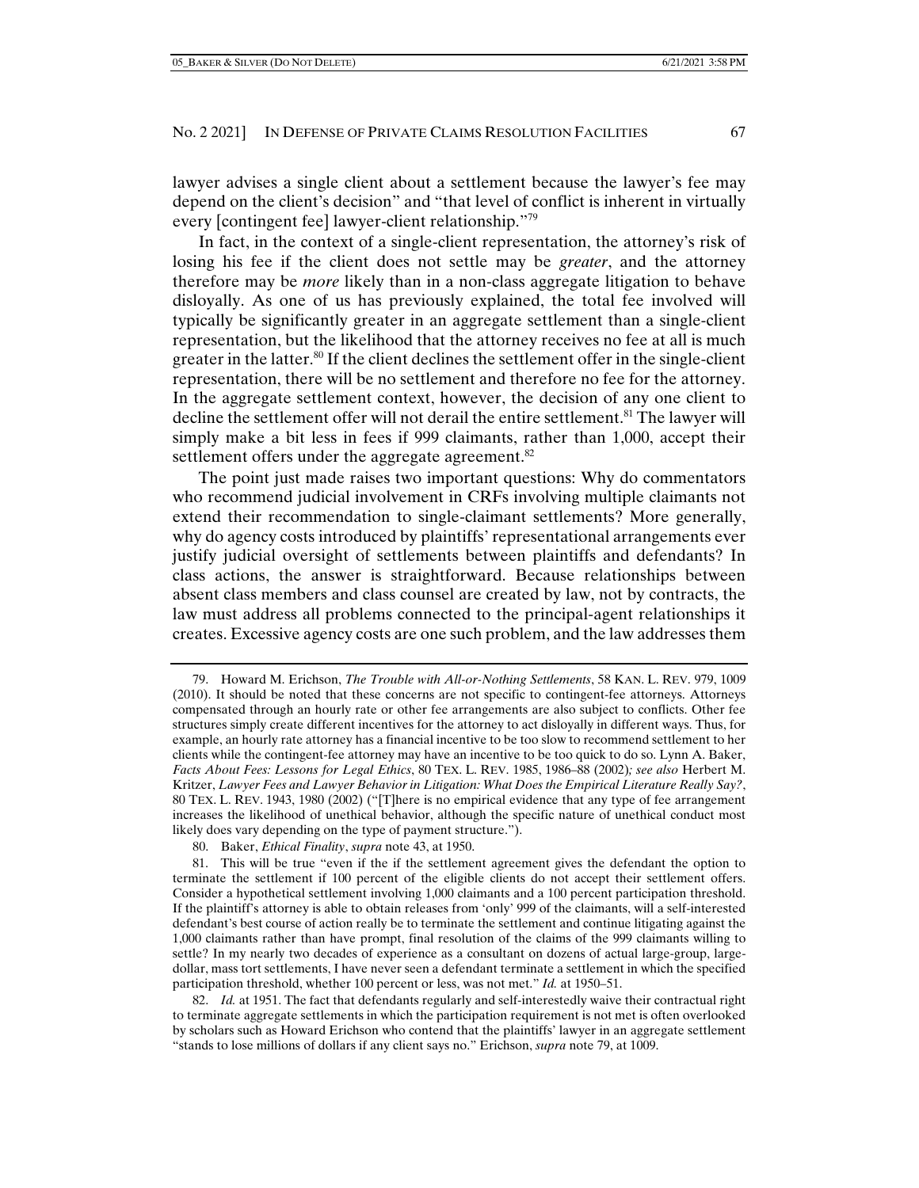lawyer advises a single client about a settlement because the lawyer's fee may depend on the client's decision" and "that level of conflict is inherent in virtually every [contingent fee] lawyer-client relationship."[79]

In fact, in the context of a single-client representation, the attorney's risk of losing his fee if the client does not settle may be *greater*, and the attorney therefore may be *more* likely than in a non-class aggregate litigation to behave disloyally. As one of us has previously explained, the total fee involved will typically be significantly greater in an aggregate settlement than a single-client representation, but the likelihood that the attorney receives no fee at all is much greater in the latter.[80] If the client declines the settlement offer in the single-client representation, there will be no settlement and therefore no fee for the attorney. In the aggregate settlement context, however, the decision of any one client to decline the settlement offer will not derail the entire settlement.[81] The lawyer will simply make a bit less in fees if 999 claimants, rather than 1,000, accept their settlement offers under the aggregate agreement.[82]

The point just made raises two important questions: Why do commentators who recommend judicial involvement in CRFs involving multiple claimants not extend their recommendation to single-claimant settlements? More generally, why do agency costs introduced by plaintiffs' representational arrangements ever justify judicial oversight of settlements between plaintiffs and defendants? In class actions, the answer is straightforward. Because relationships between absent class members and class counsel are created by law, not by contracts, the law must address all problems connected to the principal-agent relationships it creates. Excessive agency costs are one such problem, and the law addresses them

---

79. Howard M. Erichson, *The Trouble with All-or-Nothing Settlements*, 58 KAN. L. REV. 979, 1009 (2010). It should be noted that these concerns are not specific to contingent-fee attorneys. Attorneys compensated through an hourly rate or other fee arrangements are also subject to conflicts. Other fee structures simply create different incentives for the attorney to act disloyally in different ways. Thus, for example, an hourly rate attorney has a financial incentive to be too slow to recommend settlement to her clients while the contingent-fee attorney may have an incentive to be too quick to do so. Lynn A. Baker, *Facts About Fees: Lessons for Legal Ethics*, 80 TEX. L. REV. 1985, 1986–88 (2002)*; see also* Herbert M. Kritzer, *Lawyer Fees and Lawyer Behavior in Litigation: What Does the Empirical Literature Really Say?*, 80 TEX. L. REV. 1943, 1980 (2002) ("[T]here is no empirical evidence that any type of fee arrangement increases the likelihood of unethical behavior, although the specific nature of unethical conduct most likely does vary depending on the type of payment structure.").

80. Baker, *Ethical Finality*, *supra* note 43, at 1950.

81. This will be true "even if the if the settlement agreement gives the defendant the option to terminate the settlement if 100 percent of the eligible clients do not accept their settlement offers. Consider a hypothetical settlement involving 1,000 claimants and a 100 percent participation threshold. If the plaintiff's attorney is able to obtain releases from 'only' 999 of the claimants, will a self-interested defendant's best course of action really be to terminate the settlement and continue litigating against the 1,000 claimants rather than have prompt, final resolution of the claims of the 999 claimants willing to settle? In my nearly two decades of experience as a consultant on dozens of actual large-group, large-dollar, mass tort settlements, I have never seen a defendant terminate a settlement in which the specified participation threshold, whether 100 percent or less, was not met." *Id.* at 1950–51.

82. *Id.* at 1951. The fact that defendants regularly and self-interestedly waive their contractual right to terminate aggregate settlements in which the participation requirement is not met is often overlooked by scholars such as Howard Erichson who contend that the plaintiffs' lawyer in an aggregate settlement "stands to lose millions of dollars if any client says no." Erichson, *supra* note 79, at 1009.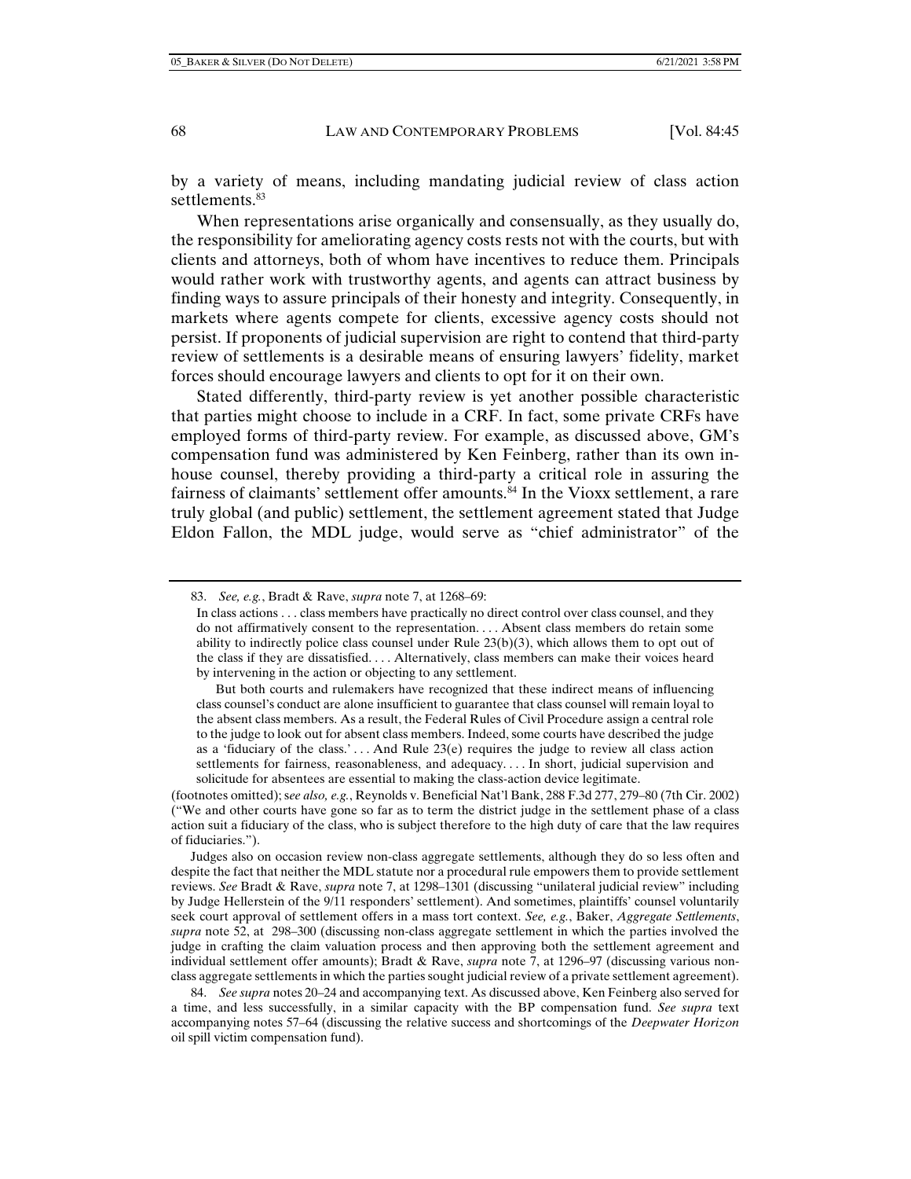by a variety of means, including mandating judicial review of class action settlements.[83]

When representations arise organically and consensually, as they usually do, the responsibility for ameliorating agency costs rests not with the courts, but with clients and attorneys, both of whom have incentives to reduce them. Principals would rather work with trustworthy agents, and agents can attract business by finding ways to assure principals of their honesty and integrity. Consequently, in markets where agents compete for clients, excessive agency costs should not persist. If proponents of judicial supervision are right to contend that third-party review of settlements is a desirable means of ensuring lawyers' fidelity, market forces should encourage lawyers and clients to opt for it on their own.

Stated differently, third-party review is yet another possible characteristic that parties might choose to include in a CRF. In fact, some private CRFs have employed forms of third-party review. For example, as discussed above, GM's compensation fund was administered by Ken Feinberg, rather than its own in-house counsel, thereby providing a third-party a critical role in assuring the fairness of claimants' settlement offer amounts.[84] In the Vioxx settlement, a rare truly global (and public) settlement, the settlement agreement stated that Judge Eldon Fallon, the MDL judge, would serve as "chief administrator" of the

---

83. *See, e.g.*, Bradt & Rave, *supra* note 7, at 1268–69:

> In class actions . . . class members have practically no direct control over class counsel, and they do not affirmatively consent to the representation. . . . Absent class members do retain some ability to indirectly police class counsel under Rule 23(b)(3), which allows them to opt out of the class if they are dissatisfied. . . . Alternatively, class members can make their voices heard by intervening in the action or objecting to any settlement.
>
> But both courts and rulemakers have recognized that these indirect means of influencing class counsel's conduct are alone insufficient to guarantee that class counsel will remain loyal to the absent class members. As a result, the Federal Rules of Civil Procedure assign a central role to the judge to look out for absent class members. Indeed, some courts have described the judge as a 'fiduciary of the class.' . . . And Rule 23(e) requires the judge to review all class action settlements for fairness, reasonableness, and adequacy. . . . In short, judicial supervision and solicitude for absentees are essential to making the class-action device legitimate.

(footnotes omitted); s*ee also, e.g.*, Reynolds v. Beneficial Nat'l Bank, 288 F.3d 277, 279–80 (7th Cir. 2002) ("We and other courts have gone so far as to term the district judge in the settlement phase of a class action suit a fiduciary of the class, who is subject therefore to the high duty of care that the law requires of fiduciaries.").

Judges also on occasion review non-class aggregate settlements, although they do so less often and despite the fact that neither the MDL statute nor a procedural rule empowers them to provide settlement reviews. *See* Bradt & Rave, *supra* note 7, at 1298–1301 (discussing "unilateral judicial review" including by Judge Hellerstein of the 9/11 responders' settlement). And sometimes, plaintiffs' counsel voluntarily seek court approval of settlement offers in a mass tort context. *See, e.g.*, Baker, *Aggregate Settlements*, *supra* note 52, at 298–300 (discussing non-class aggregate settlement in which the parties involved the judge in crafting the claim valuation process and then approving both the settlement agreement and individual settlement offer amounts); Bradt & Rave, *supra* note 7, at 1296–97 (discussing various non-class aggregate settlements in which the parties sought judicial review of a private settlement agreement).

84. *See supra* notes 20–24 and accompanying text. As discussed above, Ken Feinberg also served for a time, and less successfully, in a similar capacity with the BP compensation fund. *See supra* text accompanying notes 57–64 (discussing the relative success and shortcomings of the *Deepwater Horizon* oil spill victim compensation fund).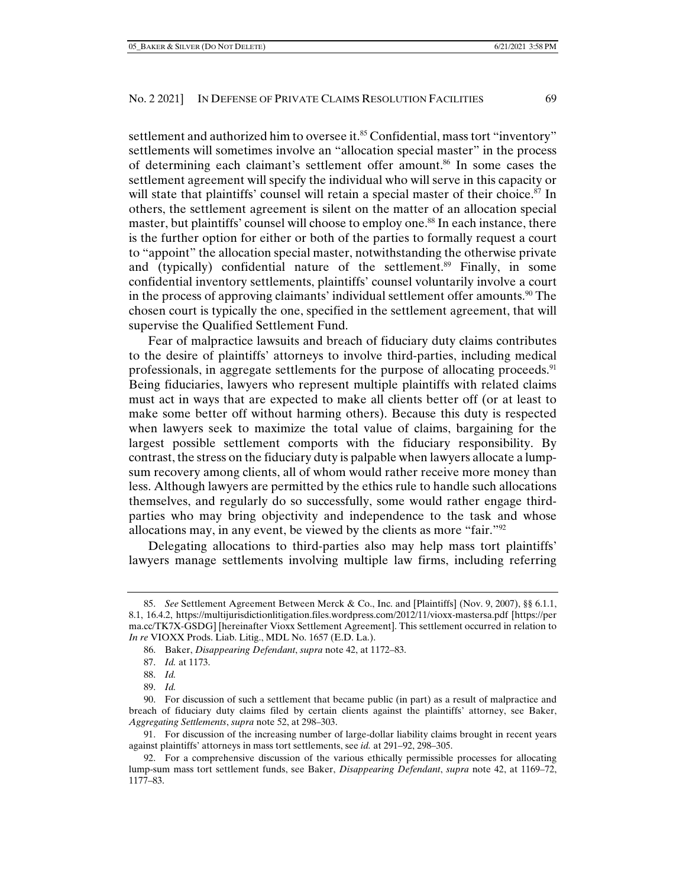settlement and authorized him to oversee it.[85] Confidential, mass tort "inventory" settlements will sometimes involve an "allocation special master" in the process of determining each claimant's settlement offer amount.[86] In some cases the settlement agreement will specify the individual who will serve in this capacity or will state that plaintiffs' counsel will retain a special master of their choice.[87] In others, the settlement agreement is silent on the matter of an allocation special master, but plaintiffs' counsel will choose to employ one.[88] In each instance, there is the further option for either or both of the parties to formally request a court to "appoint" the allocation special master, notwithstanding the otherwise private and (typically) confidential nature of the settlement.[89] Finally, in some confidential inventory settlements, plaintiffs' counsel voluntarily involve a court in the process of approving claimants' individual settlement offer amounts.[90] The chosen court is typically the one, specified in the settlement agreement, that will supervise the Qualified Settlement Fund.

Fear of malpractice lawsuits and breach of fiduciary duty claims contributes to the desire of plaintiffs' attorneys to involve third-parties, including medical professionals, in aggregate settlements for the purpose of allocating proceeds.[91] Being fiduciaries, lawyers who represent multiple plaintiffs with related claims must act in ways that are expected to make all clients better off (or at least to make some better off without harming others). Because this duty is respected when lawyers seek to maximize the total value of claims, bargaining for the largest possible settlement comports with the fiduciary responsibility. By contrast, the stress on the fiduciary duty is palpable when lawyers allocate a lump-sum recovery among clients, all of whom would rather receive more money than less. Although lawyers are permitted by the ethics rule to handle such allocations themselves, and regularly do so successfully, some would rather engage third-parties who may bring objectivity and independence to the task and whose allocations may, in any event, be viewed by the clients as more "fair."[92]

Delegating allocations to third-parties also may help mass tort plaintiffs' lawyers manage settlements involving multiple law firms, including referring

---

85. *See* Settlement Agreement Between Merck & Co., Inc. and [Plaintiffs] (Nov. 9, 2007), §§ 6.1.1, 8.1, 16.4.2, https://multijurisdictionlitigation.files.wordpress.com/2012/11/vioxx-mastersa.pdf [https://perma.cc/TK7X-GSDG] [hereinafter Vioxx Settlement Agreement]. This settlement occurred in relation to *In re* VIOXX Prods. Liab. Litig., MDL No. 1657 (E.D. La.).

86. Baker, *Disappearing Defendant*, *supra* note 42, at 1172–83.

87. *Id.* at 1173.

88. *Id.*

89. *Id.*

90. For discussion of such a settlement that became public (in part) as a result of malpractice and breach of fiduciary duty claims filed by certain clients against the plaintiffs' attorney, see Baker, *Aggregating Settlements*, *supra* note 52, at 298–303.

91. For discussion of the increasing number of large-dollar liability claims brought in recent years against plaintiffs' attorneys in mass tort settlements, see *id.* at 291–92, 298–305.

92. For a comprehensive discussion of the various ethically permissible processes for allocating lump-sum mass tort settlement funds, see Baker, *Disappearing Defendant*, *supra* note 42, at 1169–72, 1177–83.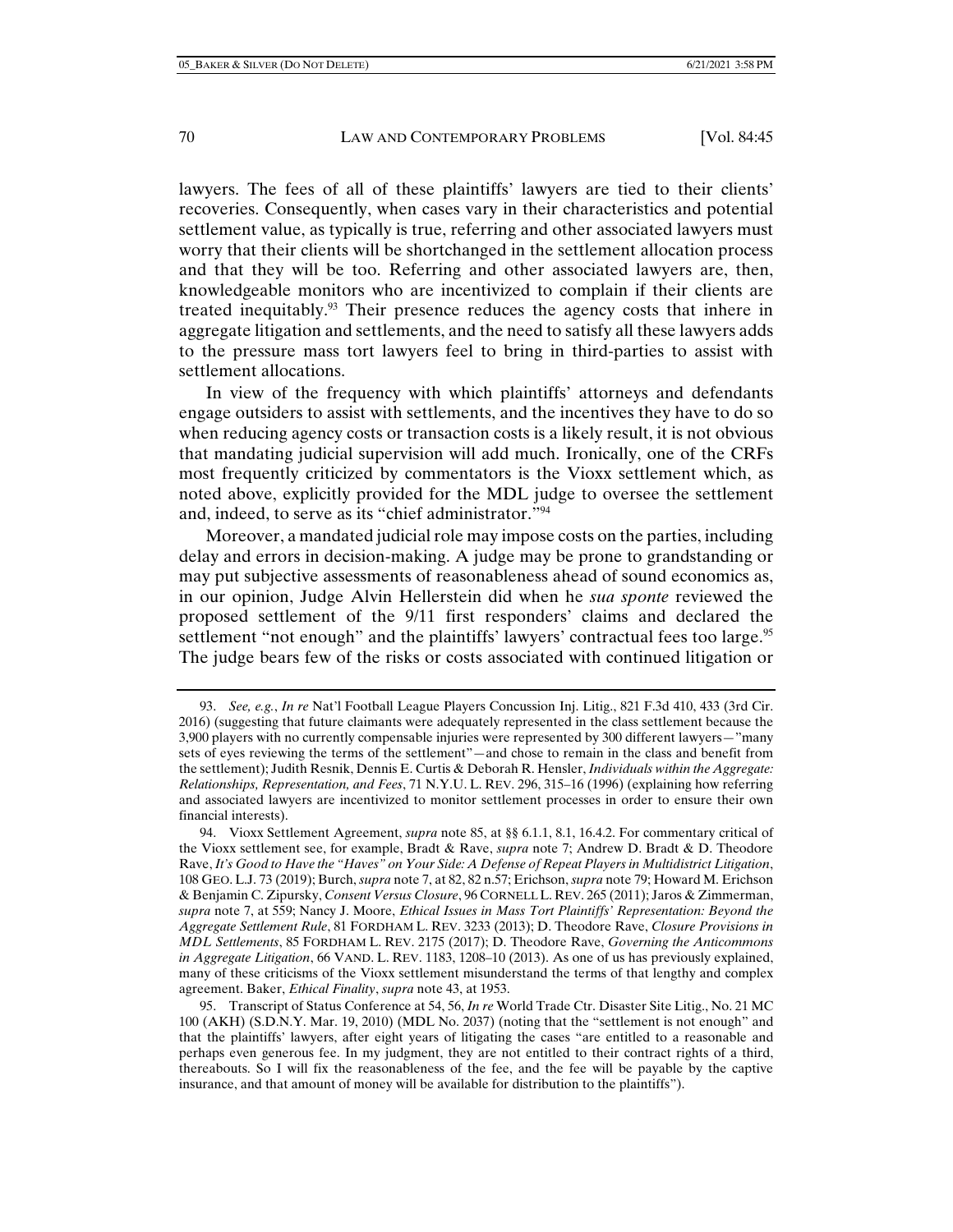lawyers. The fees of all of these plaintiffs' lawyers are tied to their clients' recoveries. Consequently, when cases vary in their characteristics and potential settlement value, as typically is true, referring and other associated lawyers must worry that their clients will be shortchanged in the settlement allocation process and that they will be too. Referring and other associated lawyers are, then, knowledgeable monitors who are incentivized to complain if their clients are treated inequitably.[93] Their presence reduces the agency costs that inhere in aggregate litigation and settlements, and the need to satisfy all these lawyers adds to the pressure mass tort lawyers feel to bring in third-parties to assist with settlement allocations.

In view of the frequency with which plaintiffs' attorneys and defendants engage outsiders to assist with settlements, and the incentives they have to do so when reducing agency costs or transaction costs is a likely result, it is not obvious that mandating judicial supervision will add much. Ironically, one of the CRFs most frequently criticized by commentators is the Vioxx settlement which, as noted above, explicitly provided for the MDL judge to oversee the settlement and, indeed, to serve as its "chief administrator."[94]

Moreover, a mandated judicial role may impose costs on the parties, including delay and errors in decision-making. A judge may be prone to grandstanding or may put subjective assessments of reasonableness ahead of sound economics as, in our opinion, Judge Alvin Hellerstein did when he *sua sponte* reviewed the proposed settlement of the 9/11 first responders' claims and declared the settlement "not enough" and the plaintiffs' lawyers' contractual fees too large.[95] The judge bears few of the risks or costs associated with continued litigation or

---

93. *See, e.g.*, *In re* Nat'l Football League Players Concussion Inj. Litig., 821 F.3d 410, 433 (3rd Cir. 2016) (suggesting that future claimants were adequately represented in the class settlement because the 3,900 players with no currently compensable injuries were represented by 300 different lawyers—"many sets of eyes reviewing the terms of the settlement"—and chose to remain in the class and benefit from the settlement); Judith Resnik, Dennis E. Curtis & Deborah R. Hensler, *Individuals within the Aggregate: Relationships, Representation, and Fees*, 71 N.Y.U. L. REV. 296, 315–16 (1996) (explaining how referring and associated lawyers are incentivized to monitor settlement processes in order to ensure their own financial interests).

94. Vioxx Settlement Agreement, *supra* note 85, at §§ 6.1.1, 8.1, 16.4.2. For commentary critical of the Vioxx settlement see, for example, Bradt & Rave, *supra* note 7; Andrew D. Bradt & D. Theodore Rave, *It's Good to Have the "Haves" on Your Side: A Defense of Repeat Players in Multidistrict Litigation*, 108 GEO. L.J. 73 (2019); Burch, *supra* note 7, at 82, 82 n.57; Erichson, *supra* note 79; Howard M. Erichson & Benjamin C. Zipursky, *Consent Versus Closure*, 96 CORNELL L. REV. 265 (2011); Jaros & Zimmerman, *supra* note 7, at 559; Nancy J. Moore, *Ethical Issues in Mass Tort Plaintiffs' Representation: Beyond the Aggregate Settlement Rule*, 81 FORDHAM L. REV. 3233 (2013); D. Theodore Rave, *Closure Provisions in MDL Settlements*, 85 FORDHAM L. REV. 2175 (2017); D. Theodore Rave, *Governing the Anticommons in Aggregate Litigation*, 66 VAND. L. REV. 1183, 1208–10 (2013). As one of us has previously explained, many of these criticisms of the Vioxx settlement misunderstand the terms of that lengthy and complex agreement. Baker, *Ethical Finality*, *supra* note 43, at 1953.

95. Transcript of Status Conference at 54, 56, *In re* World Trade Ctr. Disaster Site Litig., No. 21 MC 100 (AKH) (S.D.N.Y. Mar. 19, 2010) (MDL No. 2037) (noting that the "settlement is not enough" and that the plaintiffs' lawyers, after eight years of litigating the cases "are entitled to a reasonable and perhaps even generous fee. In my judgment, they are not entitled to their contract rights of a third, thereabouts. So I will fix the reasonableness of the fee, and the fee will be payable by the captive insurance, and that amount of money will be available for distribution to the plaintiffs").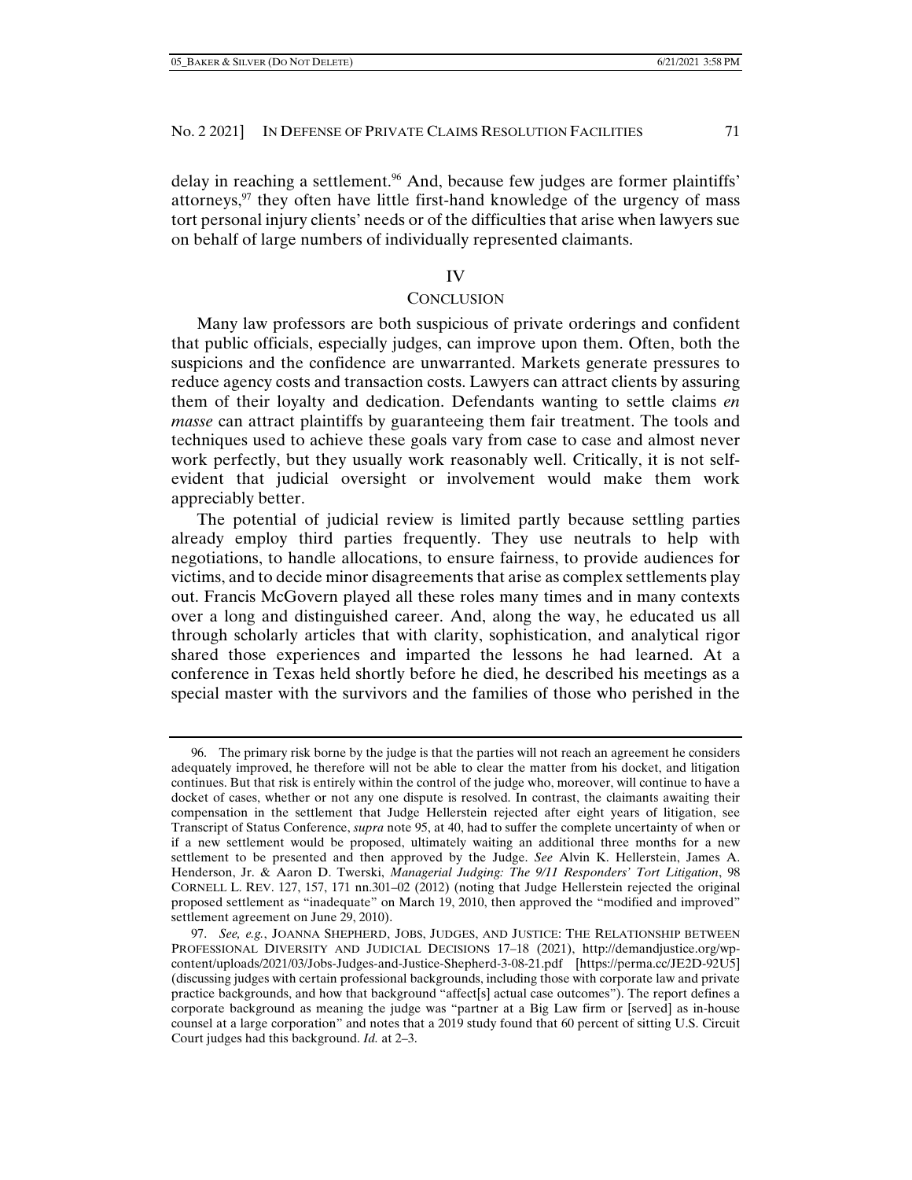delay in reaching a settlement.[96] And, because few judges are former plaintiffs' attorneys,[97] they often have little first-hand knowledge of the urgency of mass tort personal injury clients' needs or of the difficulties that arise when lawyers sue on behalf of large numbers of individually represented claimants.

## IV
## CONCLUSION

Many law professors are both suspicious of private orderings and confident that public officials, especially judges, can improve upon them. Often, both the suspicions and the confidence are unwarranted. Markets generate pressures to reduce agency costs and transaction costs. Lawyers can attract clients by assuring them of their loyalty and dedication. Defendants wanting to settle claims *en masse* can attract plaintiffs by guaranteeing them fair treatment. The tools and techniques used to achieve these goals vary from case to case and almost never work perfectly, but they usually work reasonably well. Critically, it is not self-evident that judicial oversight or involvement would make them work appreciably better.

The potential of judicial review is limited partly because settling parties already employ third parties frequently. They use neutrals to help with negotiations, to handle allocations, to ensure fairness, to provide audiences for victims, and to decide minor disagreements that arise as complex settlements play out. Francis McGovern played all these roles many times and in many contexts over a long and distinguished career. And, along the way, he educated us all through scholarly articles that with clarity, sophistication, and analytical rigor shared those experiences and imparted the lessons he had learned. At a conference in Texas held shortly before he died, he described his meetings as a special master with the survivors and the families of those who perished in the

---

96. The primary risk borne by the judge is that the parties will not reach an agreement he considers adequately improved, he therefore will not be able to clear the matter from his docket, and litigation continues. But that risk is entirely within the control of the judge who, moreover, will continue to have a docket of cases, whether or not any one dispute is resolved. In contrast, the claimants awaiting their compensation in the settlement that Judge Hellerstein rejected after eight years of litigation, see Transcript of Status Conference, *supra* note 95, at 40, had to suffer the complete uncertainty of when or if a new settlement would be proposed, ultimately waiting an additional three months for a new settlement to be presented and then approved by the Judge. *See* Alvin K. Hellerstein, James A. Henderson, Jr. & Aaron D. Twerski, *Managerial Judging: The 9/11 Responders' Tort Litigation*, 98 CORNELL L. REV. 127, 157, 171 nn.301–02 (2012) (noting that Judge Hellerstein rejected the original proposed settlement as "inadequate" on March 19, 2010, then approved the "modified and improved" settlement agreement on June 29, 2010).

97. *See, e.g.*, JOANNA SHEPHERD, JOBS, JUDGES, AND JUSTICE: THE RELATIONSHIP BETWEEN PROFESSIONAL DIVERSITY AND JUDICIAL DECISIONS 17–18 (2021), http://demandjustice.org/wp-content/uploads/2021/03/Jobs-Judges-and-Justice-Shepherd-3-08-21.pdf [https://perma.cc/JE2D-92U5] (discussing judges with certain professional backgrounds, including those with corporate law and private practice backgrounds, and how that background "affect[s] actual case outcomes"). The report defines a corporate background as meaning the judge was "partner at a Big Law firm or [served] as in-house counsel at a large corporation" and notes that a 2019 study found that 60 percent of sitting U.S. Circuit Court judges had this background. *Id.* at 2–3.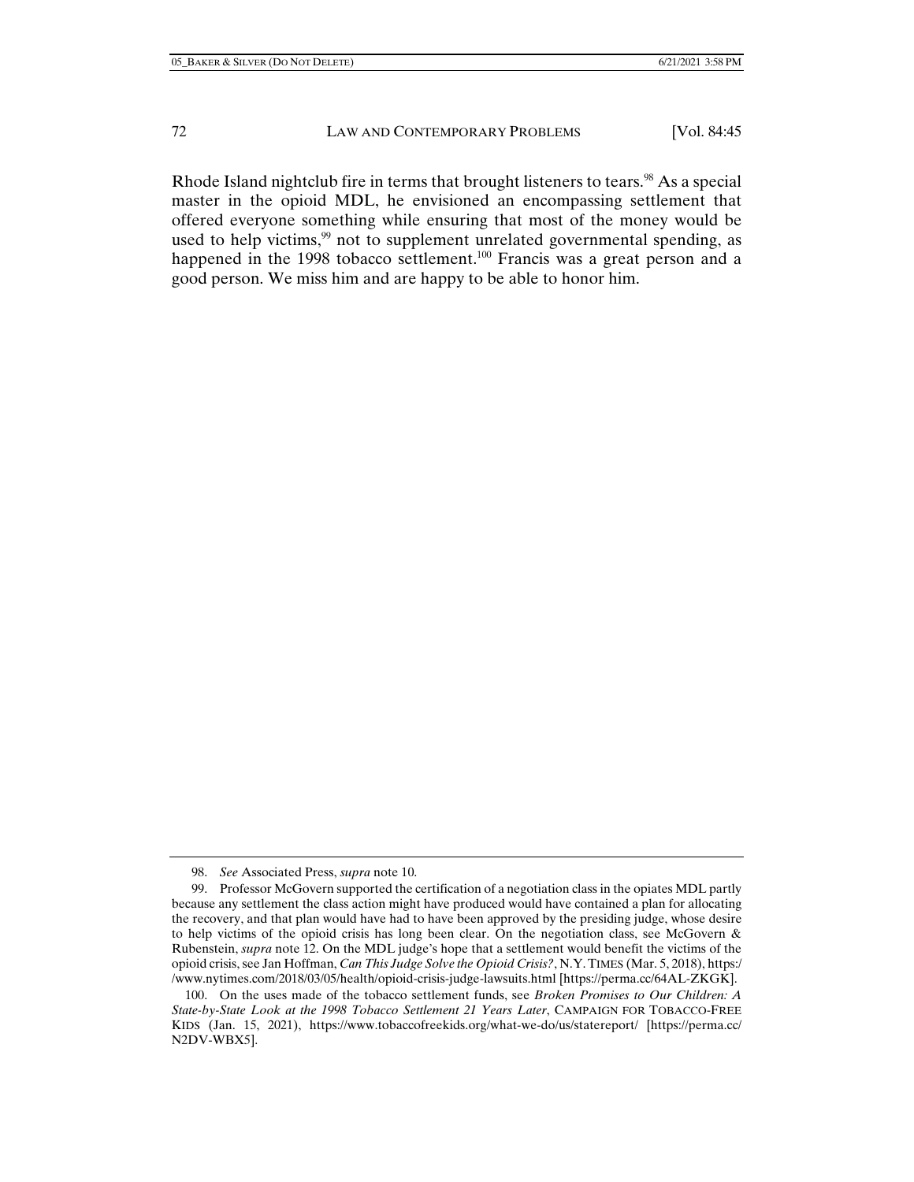Rhode Island nightclub fire in terms that brought listeners to tears.[98] As a special master in the opioid MDL, he envisioned an encompassing settlement that offered everyone something while ensuring that most of the money would be used to help victims,[99] not to supplement unrelated governmental spending, as happened in the 1998 tobacco settlement.[100] Francis was a great person and a good person. We miss him and are happy to be able to honor him.

---

98. *See* Associated Press, *supra* note 10.

99. Professor McGovern supported the certification of a negotiation class in the opiates MDL partly because any settlement the class action might have produced would have contained a plan for allocating the recovery, and that plan would have had to have been approved by the presiding judge, whose desire to help victims of the opioid crisis has long been clear. On the negotiation class, see McGovern & Rubenstein, *supra* note 12. On the MDL judge's hope that a settlement would benefit the victims of the opioid crisis, see Jan Hoffman, *Can This Judge Solve the Opioid Crisis?*, N.Y. TIMES (Mar. 5, 2018), https://www.nytimes.com/2018/03/05/health/opioid-crisis-judge-lawsuits.html [https://perma.cc/64AL-ZKGK].

100. On the uses made of the tobacco settlement funds, see *Broken Promises to Our Children: A State-by-State Look at the 1998 Tobacco Settlement 21 Years Later*, CAMPAIGN FOR TOBACCO-FREE KIDS (Jan. 15, 2021), https://www.tobaccofreekids.org/what-we-do/us/statereport/ [https://perma.cc/N2DV-WBX5].